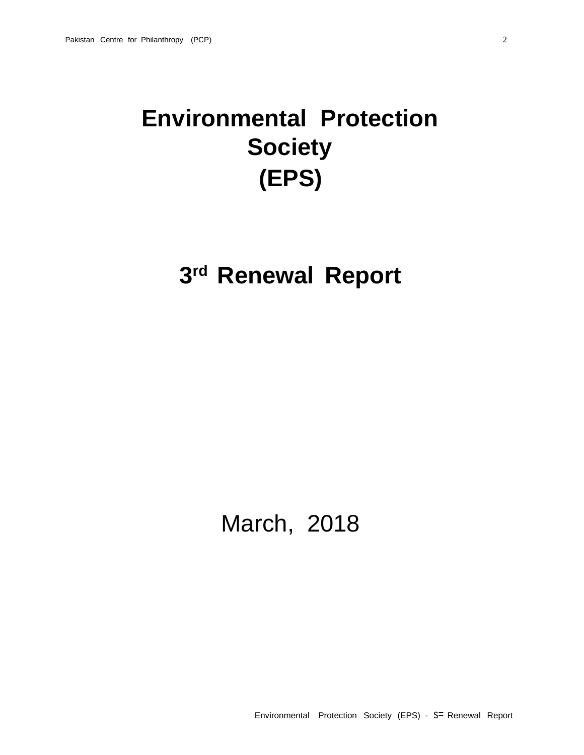# Environmental Protection Society

# (EPS)

## 3rd Renewal Report

March, 2018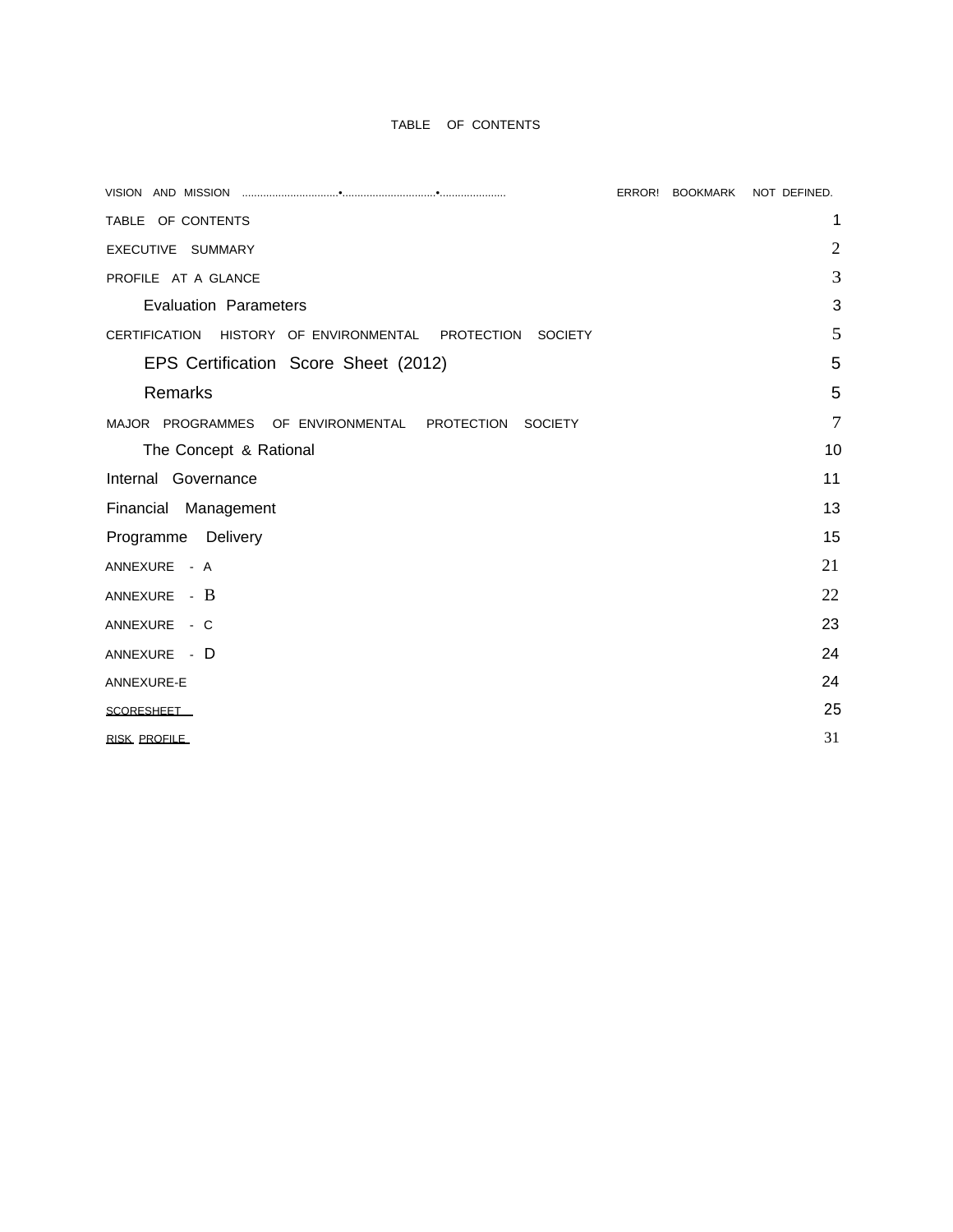# TABLE OF CONTENTS

| | |
|---|---|
| VISION AND MISSION ................................•..............................•..................... | ERROR! BOOKMARK NOT DEFINED. |
| TABLE OF CONTENTS | 1 |
| EXECUTIVE SUMMARY | 2 |
| PROFILE AT A GLANCE | 3 |
| Evaluation Parameters | 3 |
| CERTIFICATION HISTORY OF ENVIRONMENTAL PROTECTION SOCIETY | 5 |
| EPS Certification Score Sheet (2012) | 5 |
| Remarks | 5 |
| MAJOR PROGRAMMES OF ENVIRONMENTAL PROTECTION SOCIETY | 7 |
| The Concept & Rational | 10 |
| Internal Governance | 11 |
| Financial Management | 13 |
| Programme Delivery | 15 |
| ANNEXURE - A | 21 |
| ANNEXURE - B | 22 |
| ANNEXURE - C | 23 |
| ANNEXURE - D | 24 |
| ANNEXURE-E | 24 |
| SCORESHEET | 25 |
| RISK PROFILE | 31 |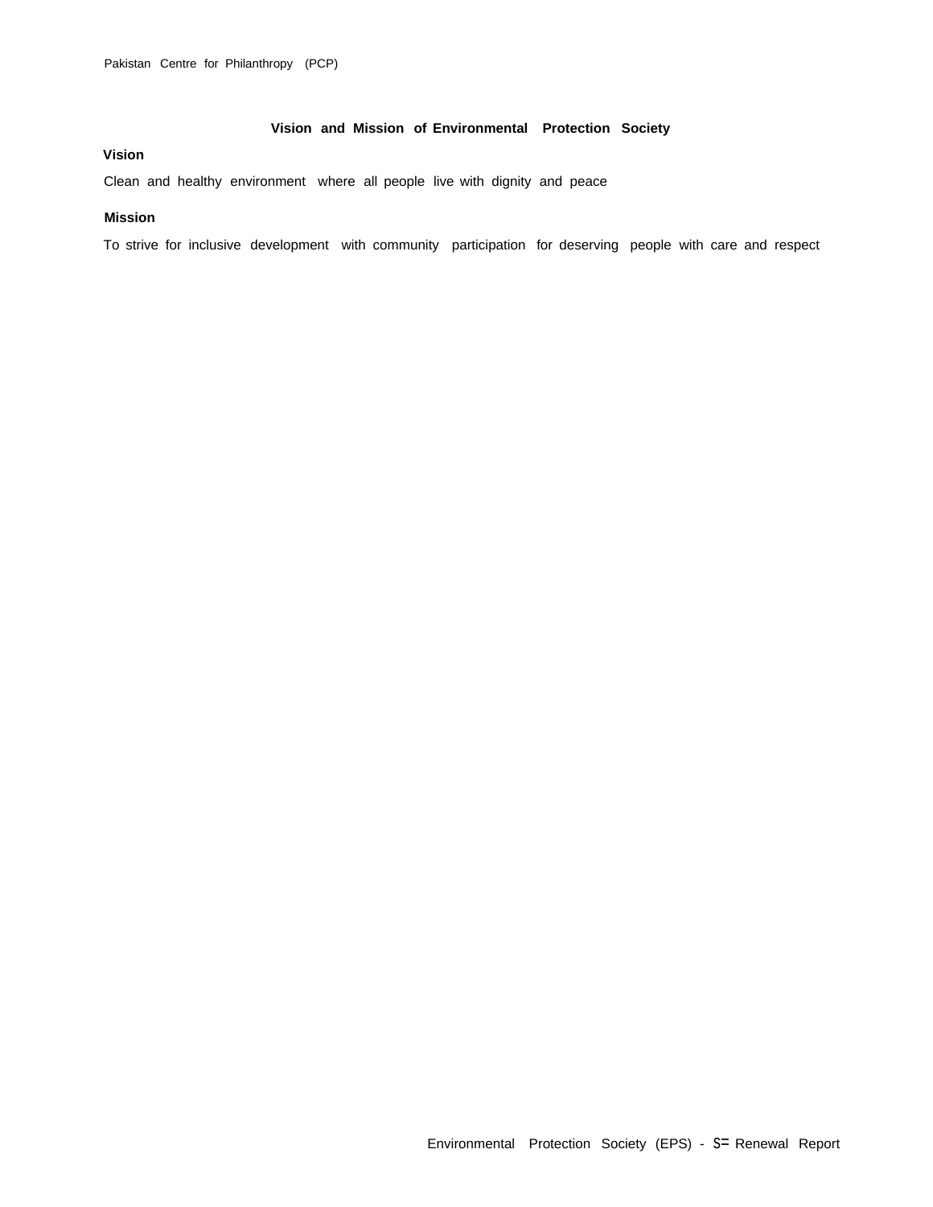## Vision and Mission of Environmental Protection Society

### Vision

Clean and healthy environment where all people live with dignity and peace

### Mission

To strive for inclusive development with community participation for deserving people with care and respect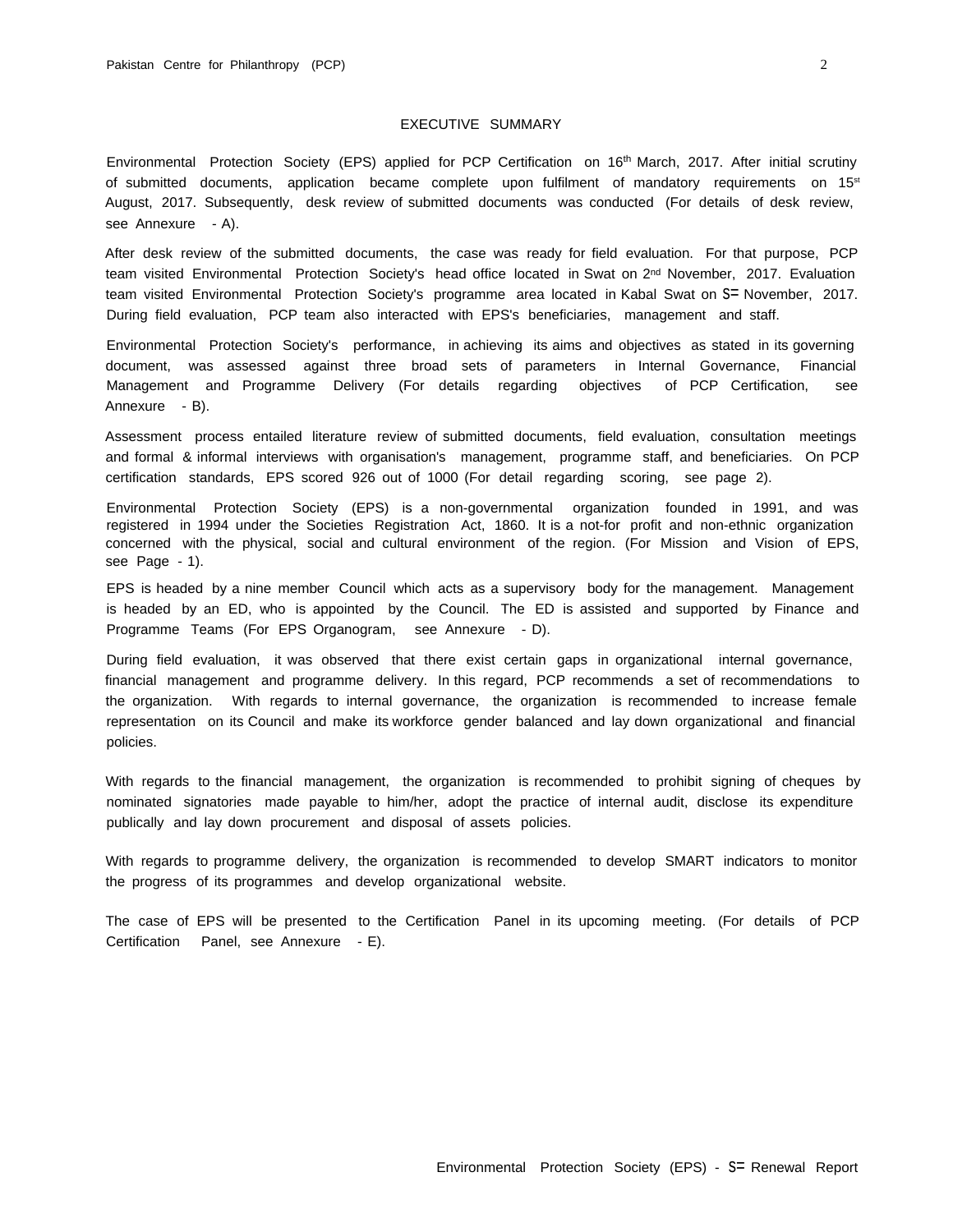## EXECUTIVE SUMMARY

Environmental Protection Society (EPS) applied for PCP Certification on 16th March, 2017. After initial scrutiny of submitted documents, application became complete upon fulfilment of mandatory requirements on 15st August, 2017. Subsequently, desk review of submitted documents was conducted (For details of desk review, see Annexure - A).

After desk review of the submitted documents, the case was ready for field evaluation. For that purpose, PCP team visited Environmental Protection Society's head office located in Swat on 2nd November, 2017. Evaluation team visited Environmental Protection Society's programme area located in Kabal Swat on S= November, 2017. During field evaluation, PCP team also interacted with EPS's beneficiaries, management and staff.

Environmental Protection Society's performance, in achieving its aims and objectives as stated in its governing document, was assessed against three broad sets of parameters in Internal Governance, Financial Management and Programme Delivery (For details regarding objectives of PCP Certification, see Annexure - B).

Assessment process entailed literature review of submitted documents, field evaluation, consultation meetings and formal & informal interviews with organisation's management, programme staff, and beneficiaries. On PCP certification standards, EPS scored 926 out of 1000 (For detail regarding scoring, see page 2).

Environmental Protection Society (EPS) is a non-governmental organization founded in 1991, and was registered in 1994 under the Societies Registration Act, 1860. It is a not-for profit and non-ethnic organization concerned with the physical, social and cultural environment of the region. (For Mission and Vision of EPS, see Page - 1).

EPS is headed by a nine member Council which acts as a supervisory body for the management. Management is headed by an ED, who is appointed by the Council. The ED is assisted and supported by Finance and Programme Teams (For EPS Organogram, see Annexure - D).

During field evaluation, it was observed that there exist certain gaps in organizational internal governance, financial management and programme delivery. In this regard, PCP recommends a set of recommendations to the organization. With regards to internal governance, the organization is recommended to increase female representation on its Council and make its workforce gender balanced and lay down organizational and financial policies.

With regards to the financial management, the organization is recommended to prohibit signing of cheques by nominated signatories made payable to him/her, adopt the practice of internal audit, disclose its expenditure publically and lay down procurement and disposal of assets policies.

With regards to programme delivery, the organization is recommended to develop SMART indicators to monitor the progress of its programmes and develop organizational website.

The case of EPS will be presented to the Certification Panel in its upcoming meeting. (For details of PCP Certification Panel, see Annexure - E).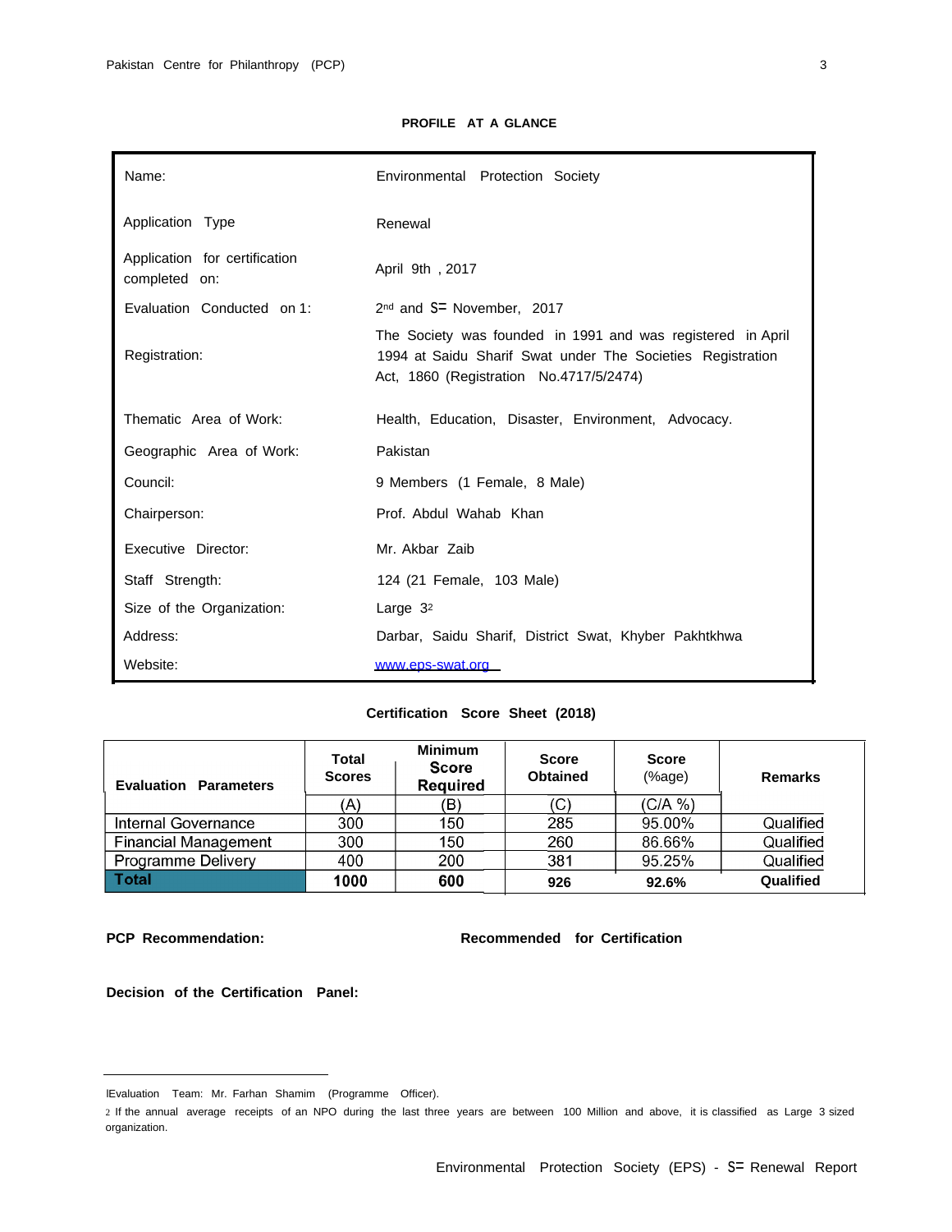## PROFILE AT A GLANCE

| | |
|---|---|
| Name: | Environmental Protection Society |
| Application Type | Renewal |
| Application for certification completed on: | April 9th , 2017 |
| Evaluation Conducted on 1: | 2nd and 3rd November, 2017 |
| Registration: | The Society was founded in 1991 and was registered in April 1994 at Saidu Sharif Swat under The Societies Registration Act, 1860 (Registration No.4717/5/2474) |
| Thematic Area of Work: | Health, Education, Disaster, Environment, Advocacy. |
| Geographic Area of Work: | Pakistan |
| Council: | 9 Members (1 Female, 8 Male) |
| Chairperson: | Prof. Abdul Wahab Khan |
| Executive Director: | Mr. Akbar Zaib |
| Staff Strength: | 124 (21 Female, 103 Male) |
| Size of the Organization: | Large 3[2] |
| Address: | Darbar, Saidu Sharif, District Swat, Khyber Pakhtkhwa |
| Website: | www.eps-swat.org |

**Certification Score Sheet (2018)**

| Evaluation Parameters | Total Scores | Minimum Score Required | Score Obtained | Score (%age) | Remarks |
|---|---|---|---|---|---|
| | (A) | (B) | (C) | (C/A %) | |
| Internal Governance | 300 | 150 | 285 | 95.00% | Qualified |
| Financial Management | 300 | 150 | 260 | 86.66% | Qualified |
| Programme Delivery | 400 | 200 | 381 | 95.25% | Qualified |
| **Total** | **1000** | **600** | **926** | **92.6%** | **Qualified** |

**PCP Recommendation:** **Recommended for Certification**

**Decision of the Certification Panel:**

---

1 Evaluation Team: Mr. Farhan Shamim (Programme Officer).

2 If the annual average receipts of an NPO during the last three years are between 100 Million and above, it is classified as Large 3 sized organization.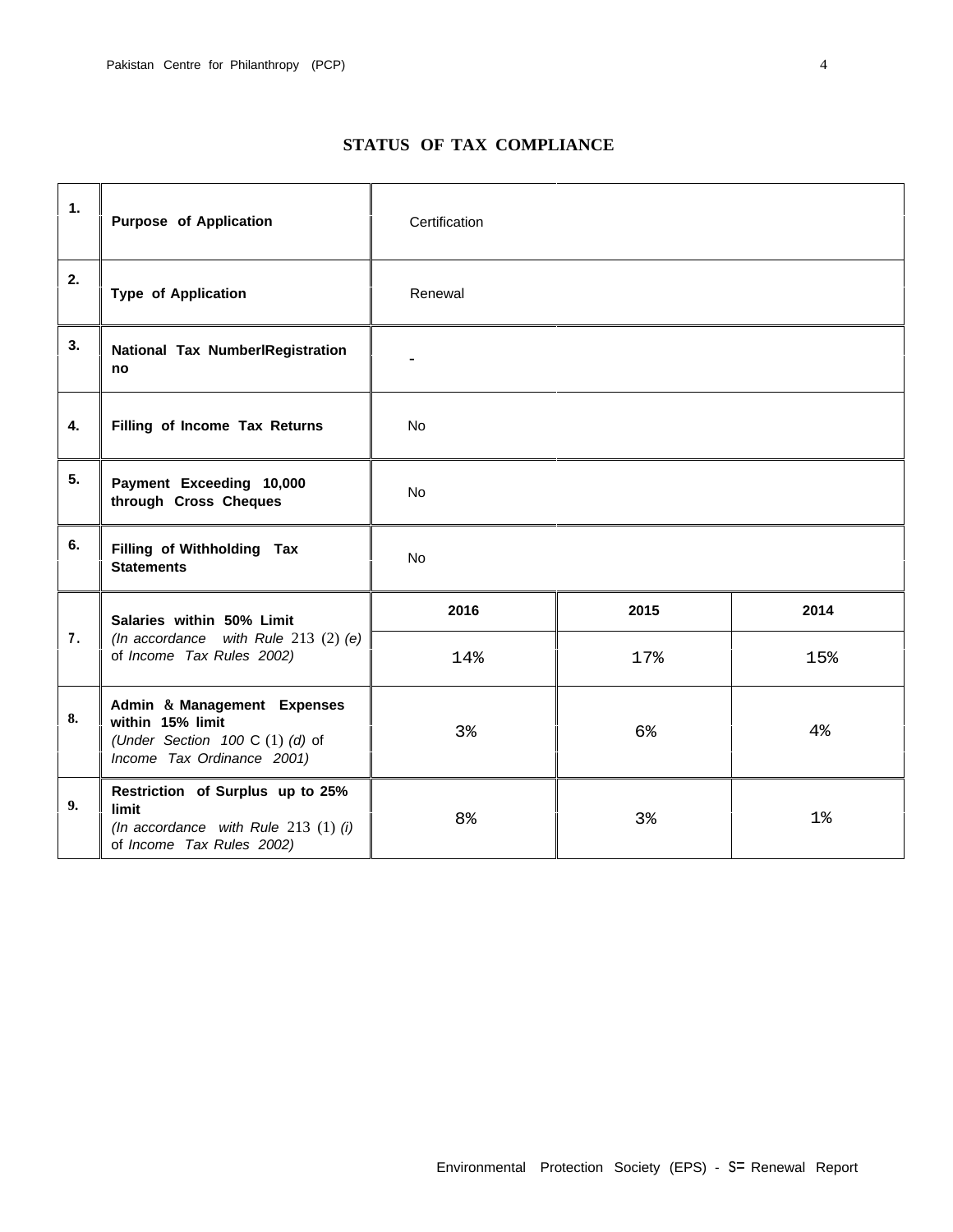## STATUS OF TAX COMPLIANCE

| | | | | |
|---|---|---|---|---|
| **1.** | **Purpose of Application** | Certification | | |
| **2.** | **Type of Application** | Renewal | | |
| **3.** | **National Tax NumberlRegistration no** | - | | |
| **4.** | **Filling of Income Tax Returns** | No | | |
| **5.** | **Payment Exceeding 10,000 through Cross Cheques** | No | | |
| **6.** | **Filling of Withholding Tax Statements** | No | | |
| **7.** | **Salaries within 50% Limit** *(In accordance with Rule* 213 (2) *(e)* of *Income Tax Rules 2002)* | **2016** | **2015** | **2014** |
| | | 14% | 17% | 15% |
| **8.** | **Admin & Management Expenses within 15% limit** *(Under Section 100* C (1) *(d)* of *Income Tax Ordinance 2001)* | 3% | 6% | 4% |
| **9.** | **Restriction of Surplus up to 25% limit** *(In accordance with Rule* 213 (1) *(i)* of *Income Tax Rules 2002)* | 8% | 3% | 1% |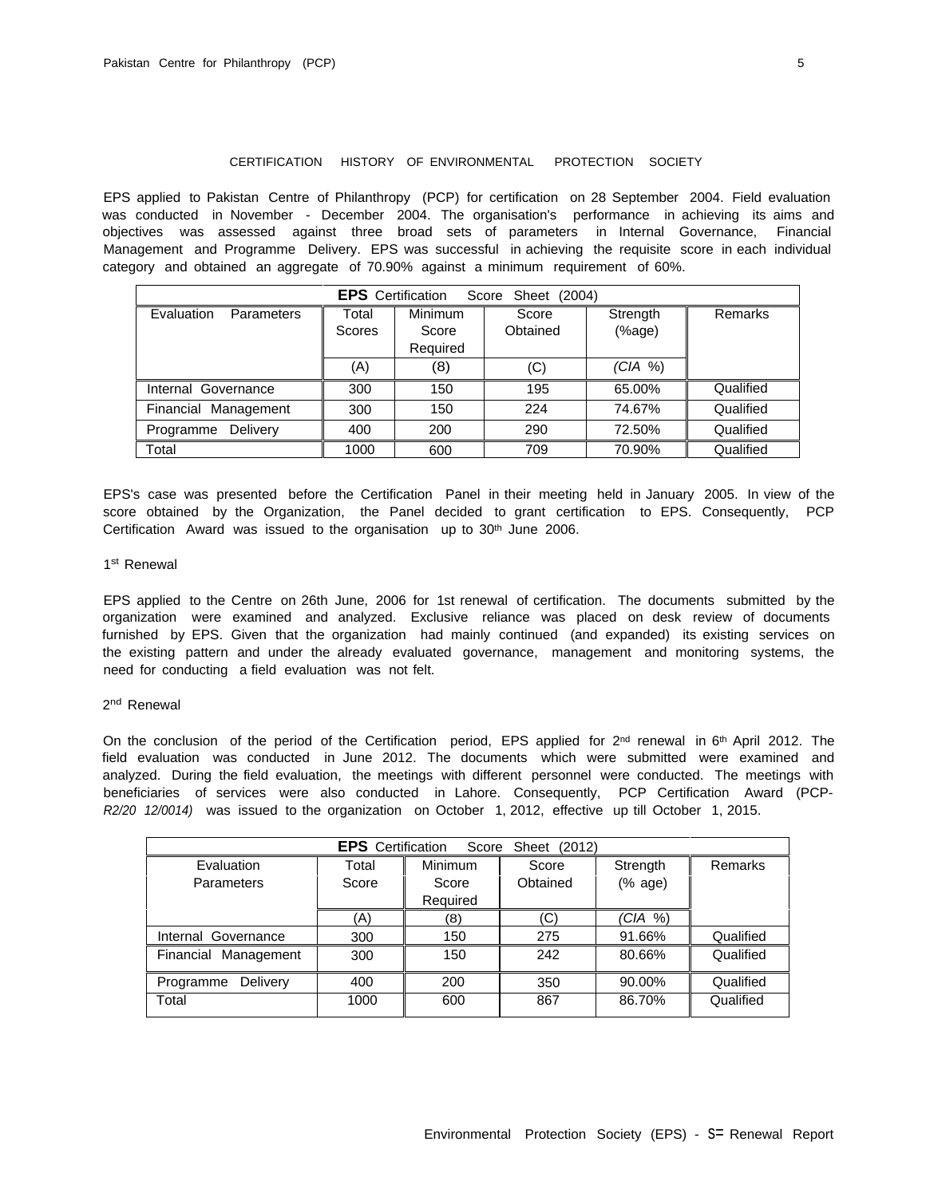## CERTIFICATION HISTORY OF ENVIRONMENTAL PROTECTION SOCIETY

EPS applied to Pakistan Centre of Philanthropy (PCP) for certification on 28 September 2004. Field evaluation was conducted in November - December 2004. The organisation's performance in achieving its aims and objectives was assessed against three broad sets of parameters in Internal Governance, Financial Management and Programme Delivery. EPS was successful in achieving the requisite score in each individual category and obtained an aggregate of 70.90% against a minimum requirement of 60%.

| **EPS** Certification Score Sheet (2004) | | | | | |
|---|---|---|---|---|---|
| Evaluation Parameters | Total Scores | Minimum Score Required | Score Obtained | Strength (%age) | Remarks |
| | (A) | (8) | (C) | *(CIA %)* | |
| Internal Governance | 300 | 150 | 195 | 65.00% | Qualified |
| Financial Management | 300 | 150 | 224 | 74.67% | Qualified |
| Programme Delivery | 400 | 200 | 290 | 72.50% | Qualified |
| Total | 1000 | 600 | 709 | 70.90% | Qualified |

EPS's case was presented before the Certification Panel in their meeting held in January 2005. In view of the score obtained by the Organization, the Panel decided to grant certification to EPS. Consequently, PCP Certification Award was issued to the organisation up to 30th June 2006.

### 1st Renewal

EPS applied to the Centre on 26th June, 2006 for 1st renewal of certification. The documents submitted by the organization were examined and analyzed. Exclusive reliance was placed on desk review of documents furnished by EPS. Given that the organization had mainly continued (and expanded) its existing services on the existing pattern and under the already evaluated governance, management and monitoring systems, the need for conducting a field evaluation was not felt.

### 2nd Renewal

On the conclusion of the period of the Certification period, EPS applied for 2nd renewal in 6th April 2012. The field evaluation was conducted in June 2012. The documents which were submitted were examined and analyzed. During the field evaluation, the meetings with different personnel were conducted. The meetings with beneficiaries of services were also conducted in Lahore. Consequently, PCP Certification Award (PCP-*R2/20 12/0014)* was issued to the organization on October 1, 2012, effective up till October 1, 2015.

| **EPS** Certification Score Sheet (2012) | | | | | |
|---|---|---|---|---|---|
| Evaluation Parameters | Total Score | Minimum Score Required | Score Obtained | Strength (% age) | Remarks |
| | (A) | (8) | (C) | *(CIA %)* | |
| Internal Governance | 300 | 150 | 275 | 91.66% | Qualified |
| Financial Management | 300 | 150 | 242 | 80.66% | Qualified |
| Programme Delivery | 400 | 200 | 350 | 90.00% | Qualified |
| Total | 1000 | 600 | 867 | 86.70% | Qualified |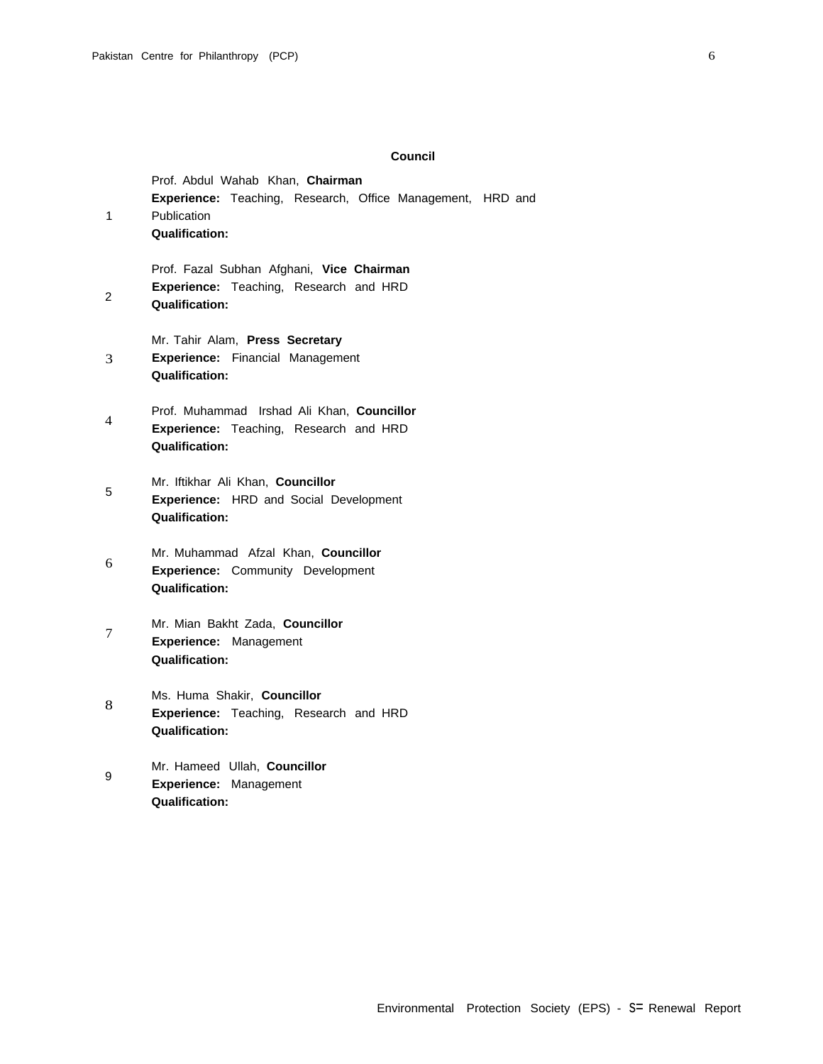## Council

1. Prof. Abdul Wahab Khan, **Chairman**
   **Experience:** Teaching, Research, Office Management, HRD and Publication
   **Qualification:**

2. Prof. Fazal Subhan Afghani, **Vice Chairman**
   **Experience:** Teaching, Research and HRD
   **Qualification:**

3. Mr. Tahir Alam, **Press Secretary**
   **Experience:** Financial Management
   **Qualification:**

4. Prof. Muhammad Irshad Ali Khan, **Councillor**
   **Experience:** Teaching, Research and HRD
   **Qualification:**

5. Mr. Iftikhar Ali Khan, **Councillor**
   **Experience:** HRD and Social Development
   **Qualification:**

6. Mr. Muhammad Afzal Khan, **Councillor**
   **Experience:** Community Development
   **Qualification:**

7. Mr. Mian Bakht Zada, **Councillor**
   **Experience:** Management
   **Qualification:**

8. Ms. Huma Shakir, **Councillor**
   **Experience:** Teaching, Research and HRD
   **Qualification:**

9. Mr. Hameed Ullah, **Councillor**
   **Experience:** Management
   **Qualification:**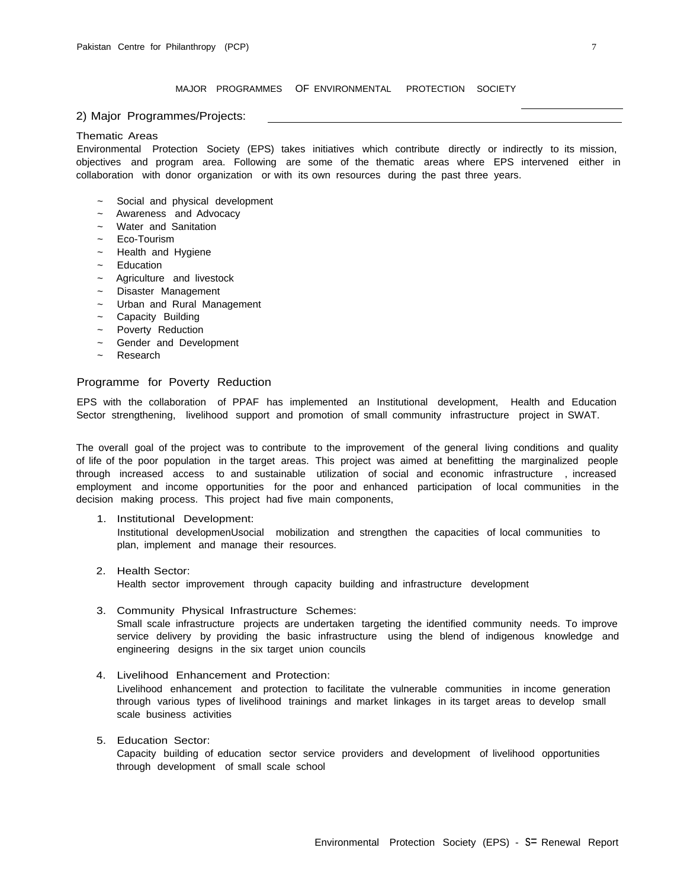# MAJOR PROGRAMMES OF ENVIRONMENTAL PROTECTION SOCIETY

## 2) Major Programmes/Projects:

### Thematic Areas

Environmental Protection Society (EPS) takes initiatives which contribute directly or indirectly to its mission, objectives and program area. Following are some of the thematic areas where EPS intervened either in collaboration with donor organization or with its own resources during the past three years.

- Social and physical development
- Awareness and Advocacy
- Water and Sanitation
- Eco-Tourism
- Health and Hygiene
- Education
- Agriculture and livestock
- Disaster Management
- Urban and Rural Management
- Capacity Building
- Poverty Reduction
- Gender and Development
- Research

### Programme for Poverty Reduction

EPS with the collaboration of PPAF has implemented an Institutional development, Health and Education Sector strengthening, livelihood support and promotion of small community infrastructure project in SWAT.

The overall goal of the project was to contribute to the improvement of the general living conditions and quality of life of the poor population in the target areas. This project was aimed at benefitting the marginalized people through increased access to and sustainable utilization of social and economic infrastructure , increased employment and income opportunities for the poor and enhanced participation of local communities in the decision making process. This project had five main components,

1. Institutional Development:
   Institutional developmenUsocial mobilization and strengthen the capacities of local communities to plan, implement and manage their resources.

2. Health Sector:
   Health sector improvement through capacity building and infrastructure development

3. Community Physical Infrastructure Schemes:
   Small scale infrastructure projects are undertaken targeting the identified community needs. To improve service delivery by providing the basic infrastructure using the blend of indigenous knowledge and engineering designs in the six target union councils

4. Livelihood Enhancement and Protection:
   Livelihood enhancement and protection to facilitate the vulnerable communities in income generation through various types of livelihood trainings and market linkages in its target areas to develop small scale business activities

5. Education Sector:
   Capacity building of education sector service providers and development of livelihood opportunities through development of small scale school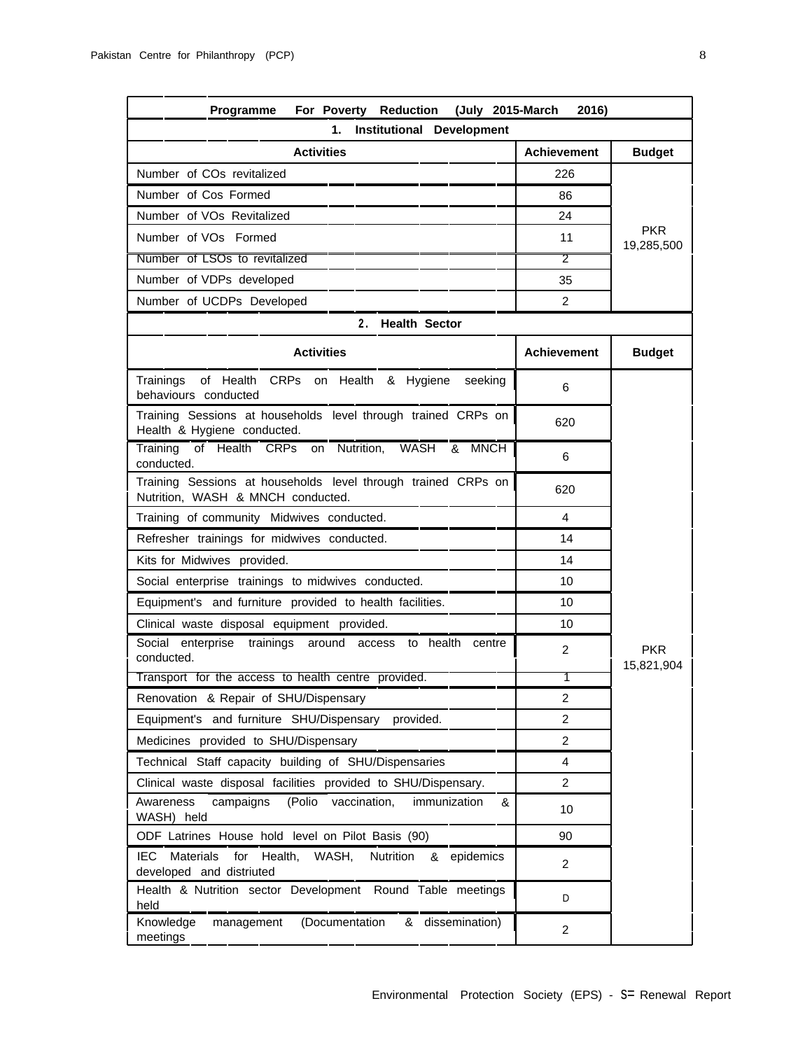| Programme For Poverty Reduction (July 2015-March 2016) | | |
|---|---|---|
| **1. Institutional Development** | | |
| **Activities** | **Achievement** | **Budget** |
| Number of COs revitalized | 226 | PKR 19,285,500 |
| Number of Cos Formed | 86 | |
| Number of VOs Revitalized | 24 | |
| Number of VOs Formed | 11 | |
| Number of LSOs to revitalized | 2 | |
| Number of VDPs developed | 35 | |
| Number of UCDPs Developed | 2 | |
| **2. Health Sector** | | |
| **Activities** | **Achievement** | **Budget** |
| Trainings of Health CRPs on Health & Hygiene seeking behaviours conducted | 6 | PKR 15,821,904 |
| Training Sessions at households level through trained CRPs on Health & Hygiene conducted. | 620 | |
| Training of Health CRPs on Nutrition, WASH & MNCH conducted. | 6 | |
| Training Sessions at households level through trained CRPs on Nutrition, WASH & MNCH conducted. | 620 | |
| Training of community Midwives conducted. | 4 | |
| Refresher trainings for midwives conducted. | 14 | |
| Kits for Midwives provided. | 14 | |
| Social enterprise trainings to midwives conducted. | 10 | |
| Equipment's and furniture provided to health facilities. | 10 | |
| Clinical waste disposal equipment provided. | 10 | |
| Social enterprise trainings around access to health centre conducted. | 2 | |
| Transport for the access to health centre provided. | 1 | |
| Renovation & Repair of SHU/Dispensary | 2 | |
| Equipment's and furniture SHU/Dispensary provided. | 2 | |
| Medicines provided to SHU/Dispensary | 2 | |
| Technical Staff capacity building of SHU/Dispensaries | 4 | |
| Clinical waste disposal facilities provided to SHU/Dispensary. | 2 | |
| Awareness campaigns (Polio vaccination, immunization & WASH) held | 10 | |
| ODF Latrines House hold level on Pilot Basis (90) | 90 | |
| IEC Materials for Health, WASH, Nutrition & epidemics developed and distriuted | 2 | |
| Health & Nutrition sector Development Round Table meetings held | D | |
| Knowledge management (Documentation & dissemination) meetings | 2 | |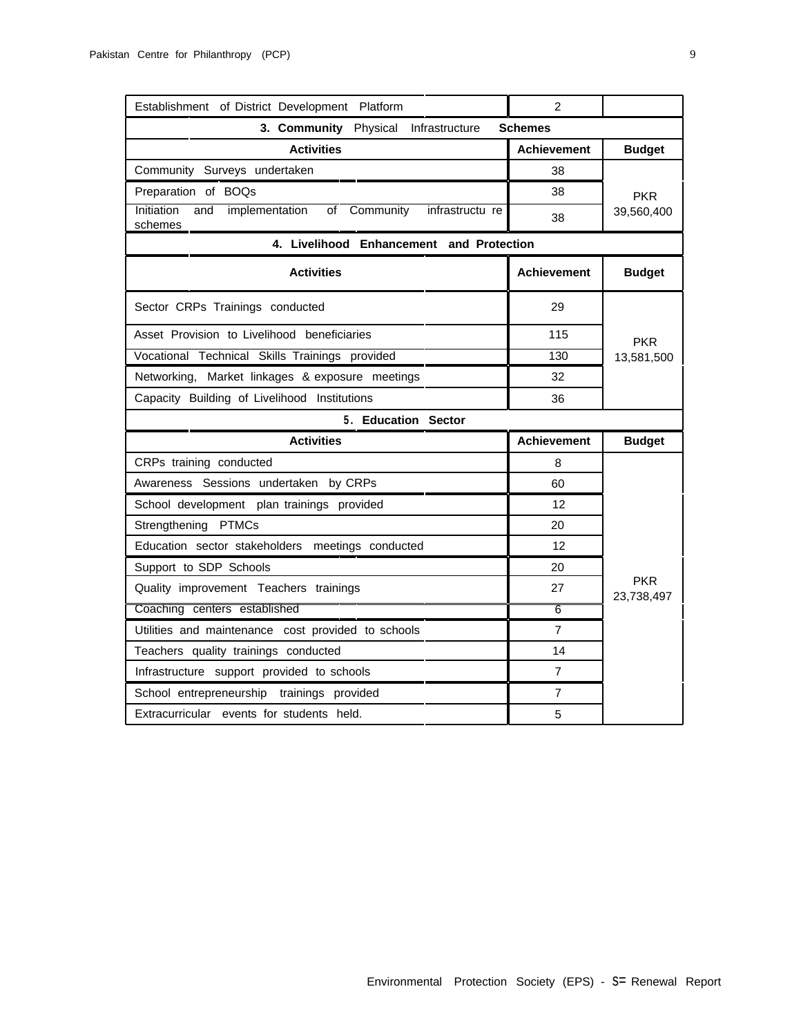| Establishment of District Development Platform | 2 | |
|---|---|---|
| **3. Community** Physical Infrastructure **Schemes** | | |
| **Activities** | **Achievement** | **Budget** |
| Community Surveys undertaken | 38 | PKR 39,560,400 |
| Preparation of BOQs | 38 | |
| Initiation and implementation of Community infrastructure schemes | 38 | |
| **4. Livelihood Enhancement and Protection** | | |
| **Activities** | **Achievement** | **Budget** |
| Sector CRPs Trainings conducted | 29 | PKR 13,581,500 |
| Asset Provision to Livelihood beneficiaries | 115 | |
| Vocational Technical Skills Trainings provided | 130 | |
| Networking, Market linkages & exposure meetings | 32 | |
| Capacity Building of Livelihood Institutions | 36 | |
| **5. Education Sector** | | |
| **Activities** | **Achievement** | **Budget** |
| CRPs training conducted | 8 | PKR 23,738,497 |
| Awareness Sessions undertaken by CRPs | 60 | |
| School development plan trainings provided | 12 | |
| Strengthening PTMCs | 20 | |
| Education sector stakeholders meetings conducted | 12 | |
| Support to SDP Schools | 20 | |
| Quality improvement Teachers trainings | 27 | |
| Coaching centers established | 6 | |
| Utilities and maintenance cost provided to schools | 7 | |
| Teachers quality trainings conducted | 14 | |
| Infrastructure support provided to schools | 7 | |
| School entrepreneurship trainings provided | 7 | |
| Extracurricular events for students held. | 5 | |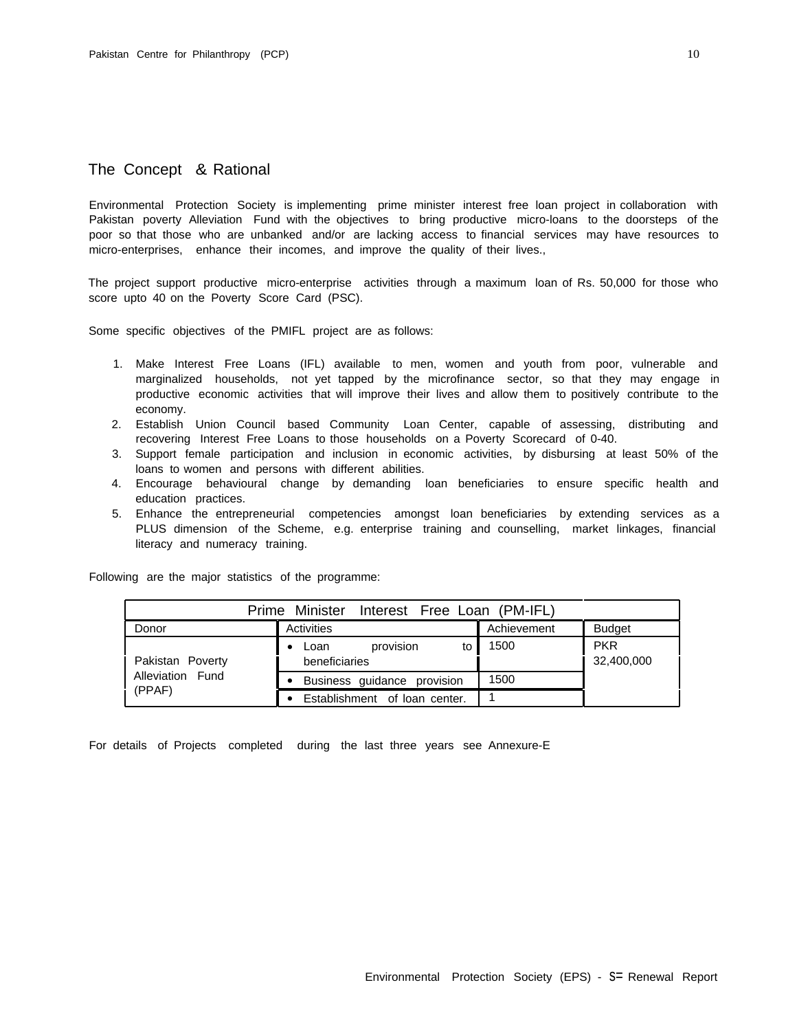## The Concept & Rational

Environmental Protection Society is implementing prime minister interest free loan project in collaboration with Pakistan poverty Alleviation Fund with the objectives to bring productive micro-loans to the doorsteps of the poor so that those who are unbanked and/or are lacking access to financial services may have resources to micro-enterprises, enhance their incomes, and improve the quality of their lives.,

The project support productive micro-enterprise activities through a maximum loan of Rs. 50,000 for those who score upto 40 on the Poverty Score Card (PSC).

Some specific objectives of the PMIFL project are as follows:

1. Make Interest Free Loans (IFL) available to men, women and youth from poor, vulnerable and marginalized households, not yet tapped by the microfinance sector, so that they may engage in productive economic activities that will improve their lives and allow them to positively contribute to the economy.
2. Establish Union Council based Community Loan Center, capable of assessing, distributing and recovering Interest Free Loans to those households on a Poverty Scorecard of 0-40.
3. Support female participation and inclusion in economic activities, by disbursing at least 50% of the loans to women and persons with different abilities.
4. Encourage behavioural change by demanding loan beneficiaries to ensure specific health and education practices.
5. Enhance the entrepreneurial competencies amongst loan beneficiaries by extending services as a PLUS dimension of the Scheme, e.g. enterprise training and counselling, market linkages, financial literacy and numeracy training.

Following are the major statistics of the programme:

| Prime Minister Interest Free Loan (PM-IFL) | | | |
|---|---|---|---|
| Donor | Activities | Achievement | Budget |
| Pakistan Poverty Alleviation Fund (PPAF) | • Loan provision to beneficiaries | 1500 | PKR 32,400,000 |
| | • Business guidance provision | 1500 | |
| | • Establishment of loan center. | 1 | |

For details of Projects completed during the last three years see Annexure-E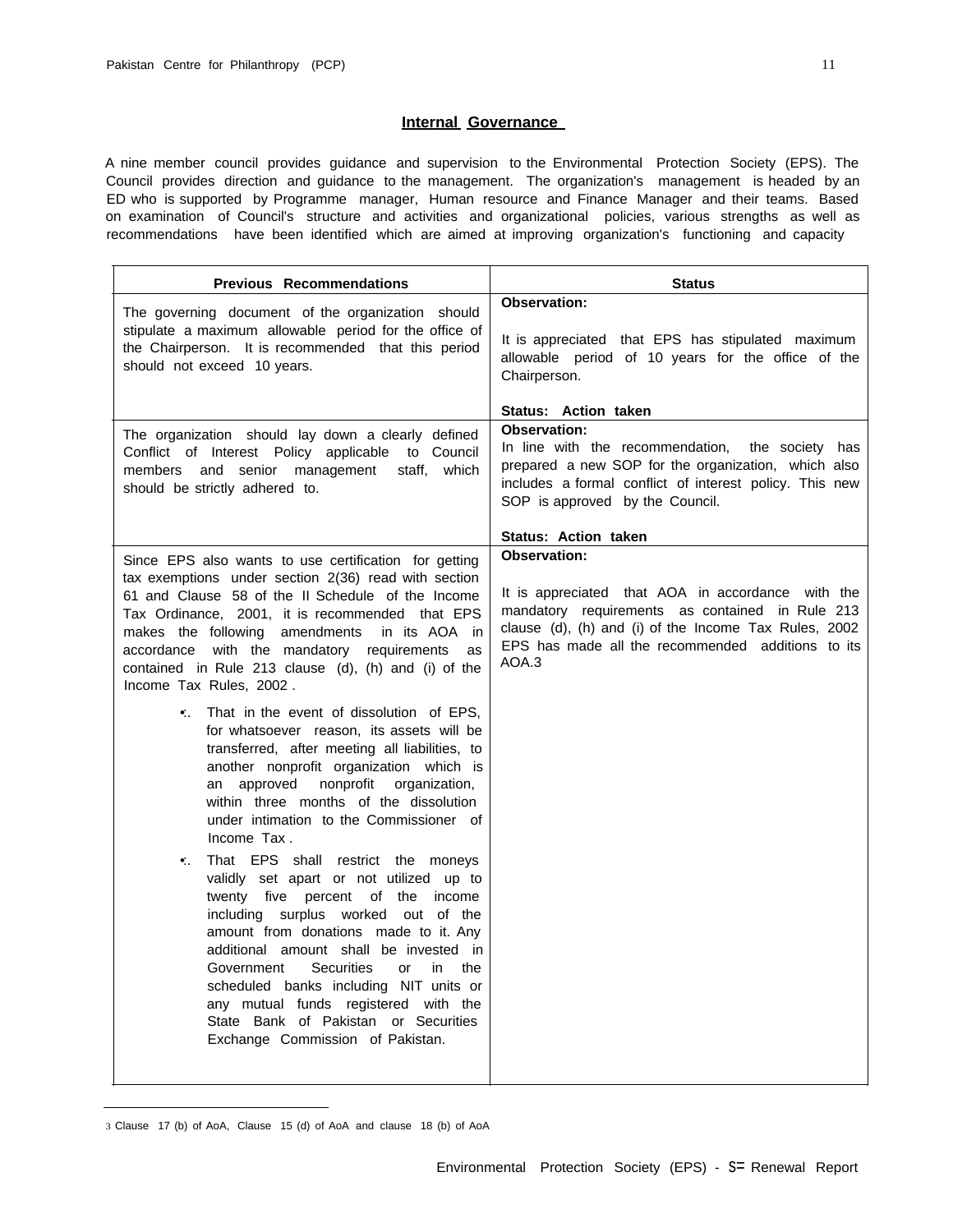## Internal Governance

A nine member council provides guidance and supervision to the Environmental Protection Society (EPS). The Council provides direction and guidance to the management. The organization's management is headed by an ED who is supported by Programme manager, Human resource and Finance Manager and their teams. Based on examination of Council's structure and activities and organizational policies, various strengths as well as recommendations have been identified which are aimed at improving organization's functioning and capacity

| Previous Recommendations | Status |
|---|---|
| The governing document of the organization should stipulate a maximum allowable period for the office of the Chairperson. It is recommended that this period should not exceed 10 years. | **Observation:**<br><br>It is appreciated that EPS has stipulated maximum allowable period of 10 years for the office of the Chairperson.<br><br>**Status: Action taken** |
| The organization should lay down a clearly defined Conflict of Interest Policy applicable to Council members and senior management staff, which should be strictly adhered to. | **Observation:**<br>In line with the recommendation, the society has prepared a new SOP for the organization, which also includes a formal conflict of interest policy. This new SOP is approved by the Council.<br><br>**Status: Action taken** |
| Since EPS also wants to use certification for getting tax exemptions under section 2(36) read with section 61 and Clause 58 of the II Schedule of the Income Tax Ordinance, 2001, it is recommended that EPS makes the following amendments in its AOA in accordance with the mandatory requirements as contained in Rule 213 clause (d), (h) and (i) of the Income Tax Rules, 2002 .<br><br>• That in the event of dissolution of EPS, for whatsoever reason, its assets will be transferred, after meeting all liabilities, to another nonprofit organization which is an approved nonprofit organization, within three months of the dissolution under intimation to the Commissioner of Income Tax .<br><br>• That EPS shall restrict the moneys validly set apart or not utilized up to twenty five percent of the income including surplus worked out of the amount from donations made to it. Any additional amount shall be invested in Government Securities or in the scheduled banks including NIT units or any mutual funds registered with the State Bank of Pakistan or Securities Exchange Commission of Pakistan. | **Observation:**<br><br>It is appreciated that AOA in accordance with the mandatory requirements as contained in Rule 213 clause (d), (h) and (i) of the Income Tax Rules, 2002 EPS has made all the recommended additions to its AOA.[3] |

[3] Clause 17 (b) of AoA, Clause 15 (d) of AoA and clause 18 (b) of AoA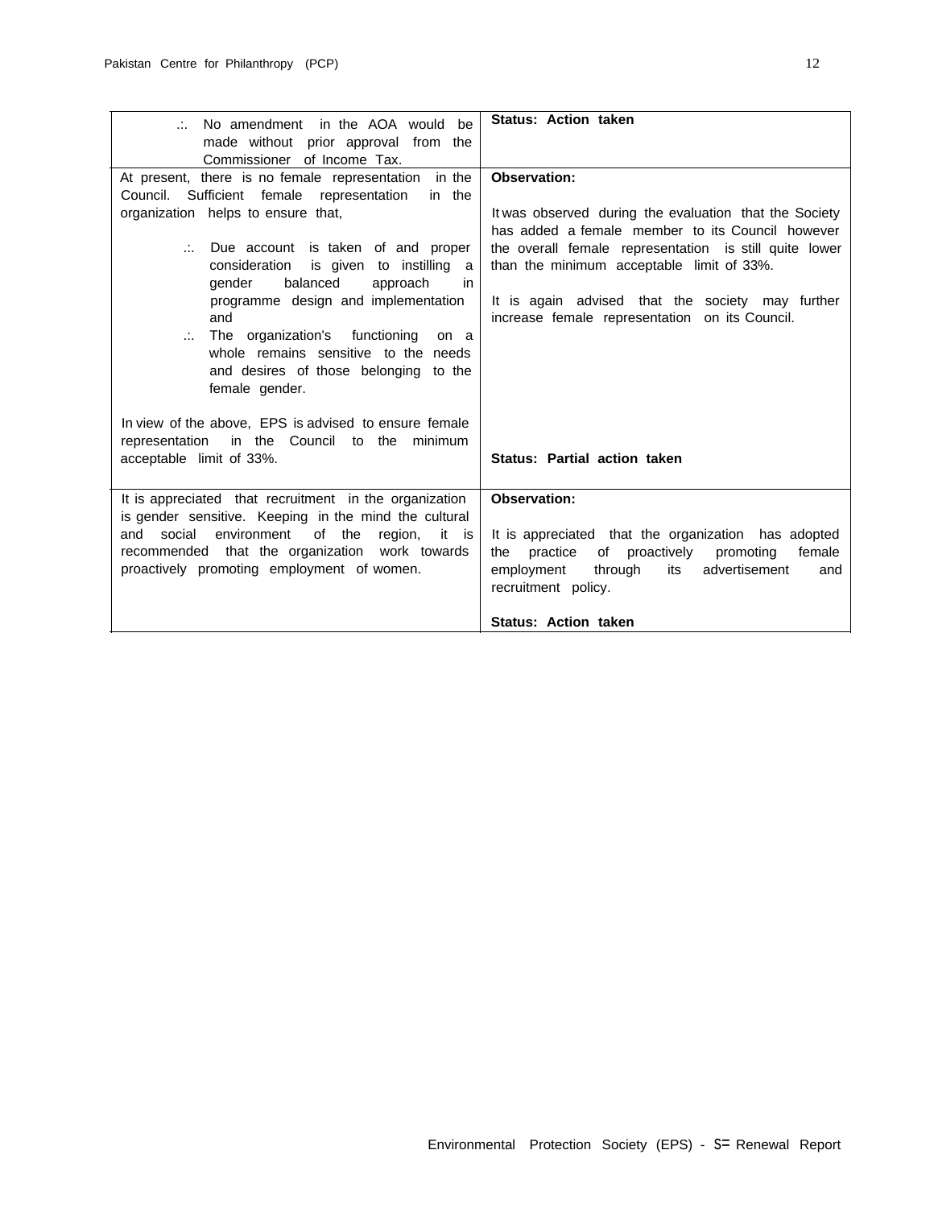| | |
|---|---|
| ∴ No amendment in the AOA would be made without prior approval from the Commissioner of Income Tax. | **Status: Action taken** |
| At present, there is no female representation in the Council. Sufficient female representation in the organization helps to ensure that,<br><br>∴ Due account is taken of and proper consideration is given to instilling a gender balanced approach in programme design and implementation and<br>∴ The organization's functioning on a whole remains sensitive to the needs and desires of those belonging to the female gender.<br><br>In view of the above, EPS is advised to ensure female representation in the Council to the minimum acceptable limit of 33%. | **Observation:**<br><br>It was observed during the evaluation that the Society has added a female member to its Council however the overall female representation is still quite lower than the minimum acceptable limit of 33%.<br><br>It is again advised that the society may further increase female representation on its Council.<br><br>**Status: Partial action taken** |
| It is appreciated that recruitment in the organization is gender sensitive. Keeping in the mind the cultural and social environment of the region, it is recommended that the organization work towards proactively promoting employment of women. | **Observation:**<br><br>It is appreciated that the organization has adopted the practice of proactively promoting female employment through its advertisement and recruitment policy.<br><br>**Status: Action taken** |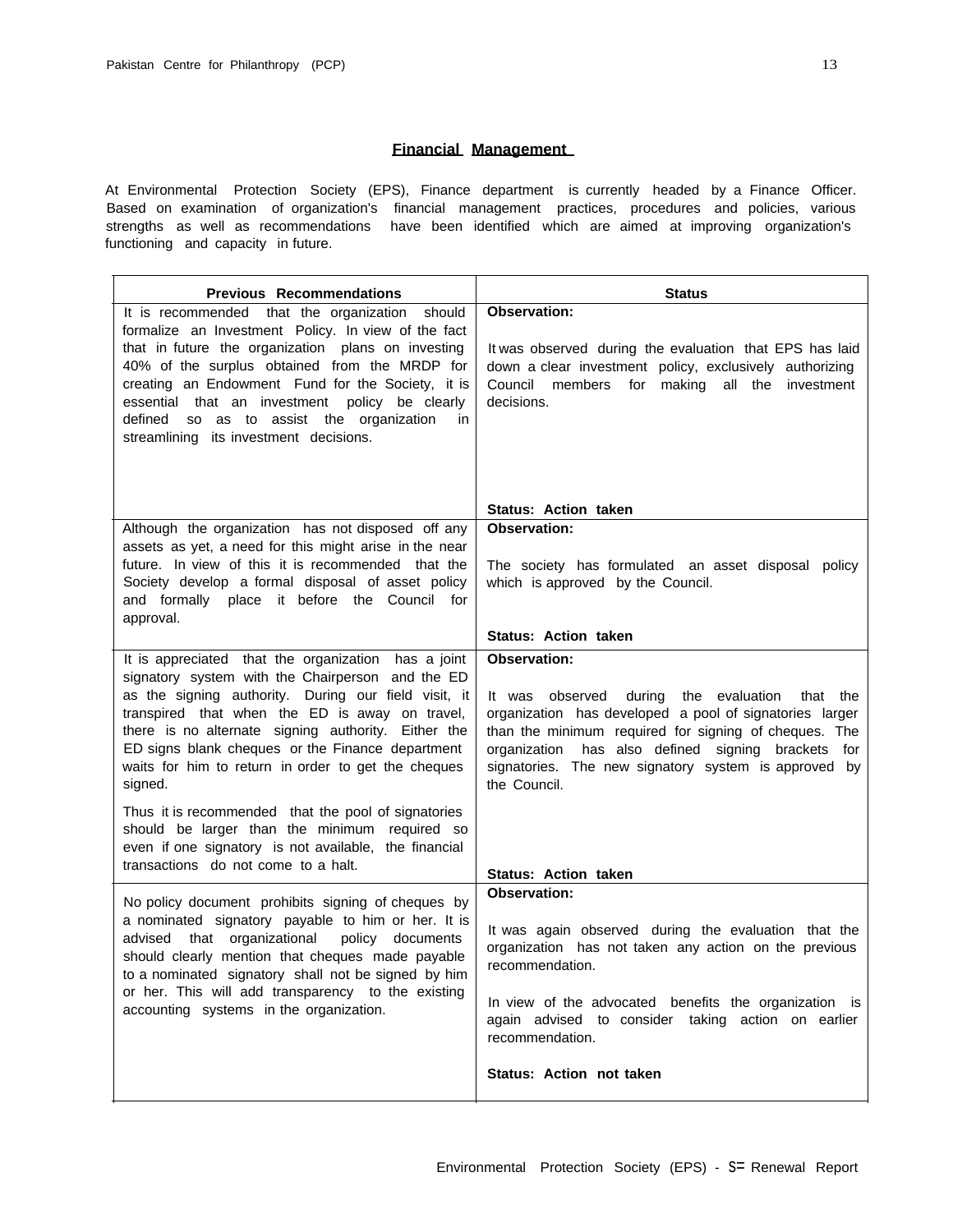## Financial Management

At Environmental Protection Society (EPS), Finance department is currently headed by a Finance Officer. Based on examination of organization's financial management practices, procedures and policies, various strengths as well as recommendations have been identified which are aimed at improving organization's functioning and capacity in future.

| Previous Recommendations | Status |
|---|---|
| It is recommended that the organization should formalize an Investment Policy. In view of the fact that in future the organization plans on investing 40% of the surplus obtained from the MRDP for creating an Endowment Fund for the Society, it is essential that an investment policy be clearly defined so as to assist the organization in streamlining its investment decisions. | **Observation:**<br><br>It was observed during the evaluation that EPS has laid down a clear investment policy, exclusively authorizing Council members for making all the investment decisions.<br><br>**Status: Action taken** |
| Although the organization has not disposed off any assets as yet, a need for this might arise in the near future. In view of this it is recommended that the Society develop a formal disposal of asset policy and formally place it before the Council for approval. | **Observation:**<br><br>The society has formulated an asset disposal policy which is approved by the Council.<br><br>**Status: Action taken** |
| It is appreciated that the organization has a joint signatory system with the Chairperson and the ED as the signing authority. During our field visit, it transpired that when the ED is away on travel, there is no alternate signing authority. Either the ED signs blank cheques or the Finance department waits for him to return in order to get the cheques signed.<br><br>Thus it is recommended that the pool of signatories should be larger than the minimum required so even if one signatory is not available, the financial transactions do not come to a halt. | **Observation:**<br><br>It was observed during the evaluation that the organization has developed a pool of signatories larger than the minimum required for signing of cheques. The organization has also defined signing brackets for signatories. The new signatory system is approved by the Council.<br><br>**Status: Action taken** |
| No policy document prohibits signing of cheques by a nominated signatory payable to him or her. It is advised that organizational policy documents should clearly mention that cheques made payable to a nominated signatory shall not be signed by him or her. This will add transparency to the existing accounting systems in the organization. | **Observation:**<br><br>It was again observed during the evaluation that the organization has not taken any action on the previous recommendation.<br><br>In view of the advocated benefits the organization is again advised to consider taking action on earlier recommendation.<br><br>**Status: Action not taken** |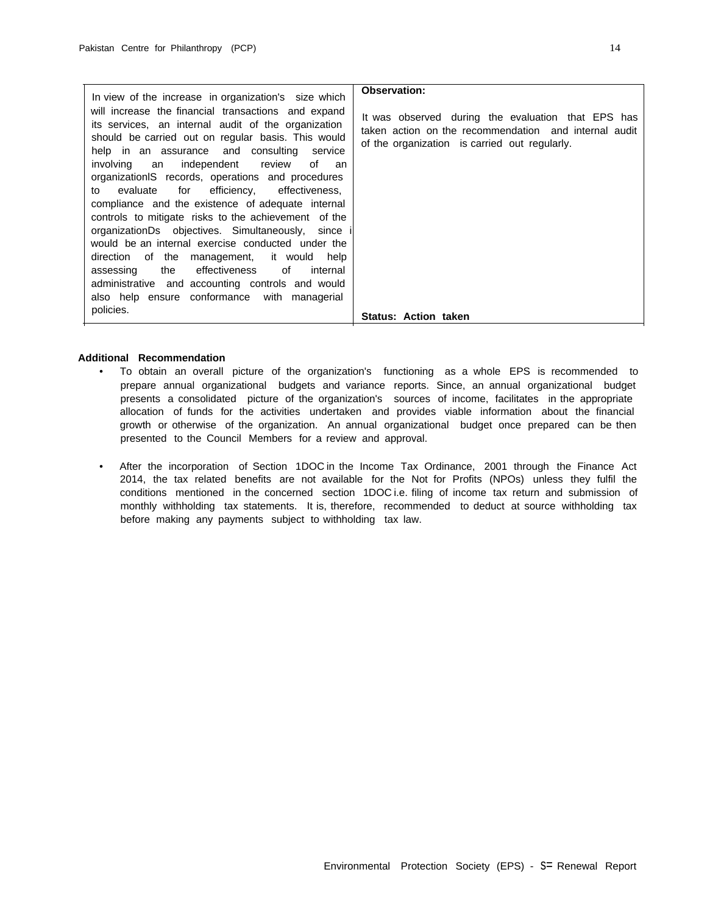| In view of the increase in organization's size which will increase the financial transactions and expand its services, an internal audit of the organization should be carried out on regular basis. This would help in an assurance and consulting service involving an independent review of an organizationIS records, operations and procedures to evaluate for efficiency, effectiveness, compliance and the existence of adequate internal controls to mitigate risks to the achievement of the organizationDs objectives. Simultaneously, since i would be an internal exercise conducted under the direction of the management, it would help assessing the effectiveness of internal administrative and accounting controls and would also help ensure conformance with managerial policies. | **Observation:**<br><br>It was observed during the evaluation that EPS has taken action on the recommendation and internal audit of the organization is carried out regularly.<br><br>**Status: Action taken** |
|---|---|

**Additional Recommendation**

- To obtain an overall picture of the organization's functioning as a whole EPS is recommended to prepare annual organizational budgets and variance reports. Since, an annual organizational budget presents a consolidated picture of the organization's sources of income, facilitates in the appropriate allocation of funds for the activities undertaken and provides viable information about the financial growth or otherwise of the organization. An annual organizational budget once prepared can be then presented to the Council Members for a review and approval.

- After the incorporation of Section 1DOC in the Income Tax Ordinance, 2001 through the Finance Act 2014, the tax related benefits are not available for the Not for Profits (NPOs) unless they fulfil the conditions mentioned in the concerned section 1DOC i.e. filing of income tax return and submission of monthly withholding tax statements. It is, therefore, recommended to deduct at source withholding tax before making any payments subject to withholding tax law.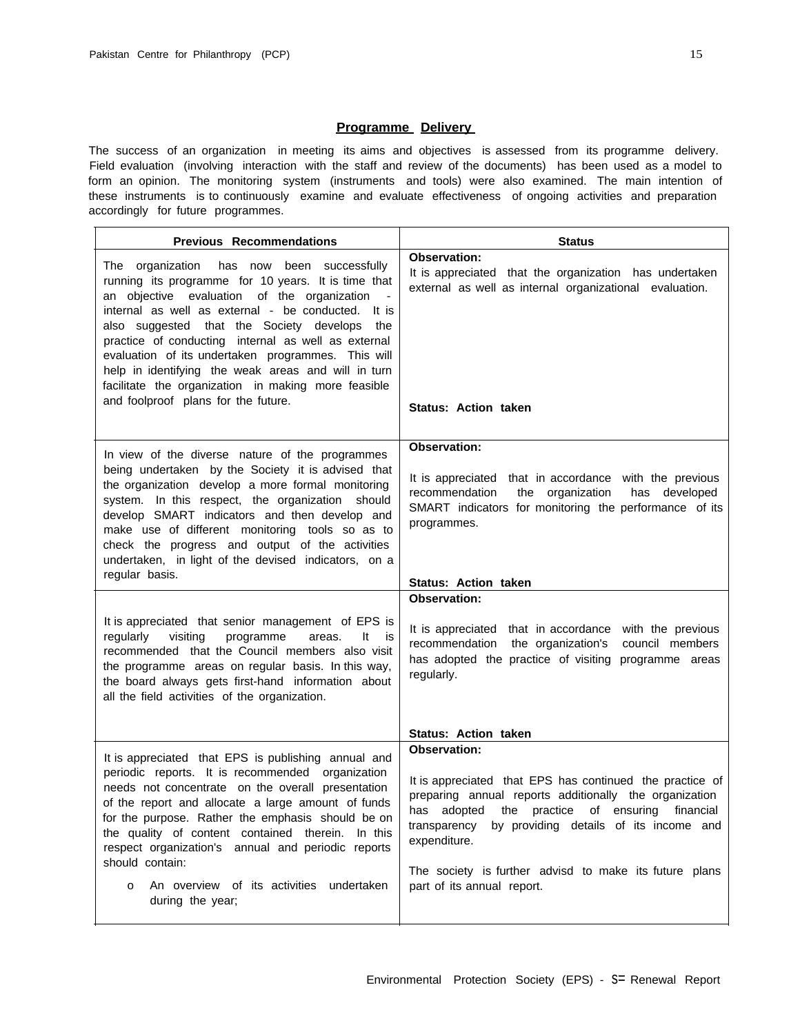## Programme Delivery

The success of an organization in meeting its aims and objectives is assessed from its programme delivery. Field evaluation (involving interaction with the staff and review of the documents) has been used as a model to form an opinion. The monitoring system (instruments and tools) were also examined. The main intention of these instruments is to continuously examine and evaluate effectiveness of ongoing activities and preparation accordingly for future programmes.

| Previous Recommendations | Status |
|---|---|
| The organization has now been successfully running its programme for 10 years. It is time that an objective evaluation of the organization - internal as well as external - be conducted. It is also suggested that the Society develops the practice of conducting internal as well as external evaluation of its undertaken programmes. This will help in identifying the weak areas and will in turn facilitate the organization in making more feasible and foolproof plans for the future. | **Observation:**<br>It is appreciated that the organization has undertaken external as well as internal organizational evaluation.<br><br>**Status: Action taken** |
| In view of the diverse nature of the programmes being undertaken by the Society it is advised that the organization develop a more formal monitoring system. In this respect, the organization should develop SMART indicators and then develop and make use of different monitoring tools so as to check the progress and output of the activities undertaken, in light of the devised indicators, on a regular basis. | **Observation:**<br><br>It is appreciated that in accordance with the previous recommendation the organization has developed SMART indicators for monitoring the performance of its programmes.<br><br>**Status: Action taken** |
| It is appreciated that senior management of EPS is regularly visiting programme areas. It is recommended that the Council members also visit the programme areas on regular basis. In this way, the board always gets first-hand information about all the field activities of the organization. | **Observation:**<br><br>It is appreciated that in accordance with the previous recommendation the organization's council members has adopted the practice of visiting programme areas regularly.<br><br>**Status: Action taken** |
| It is appreciated that EPS is publishing annual and periodic reports. It is recommended organization needs not concentrate on the overall presentation of the report and allocate a large amount of funds for the purpose. Rather the emphasis should be on the quality of content contained therein. In this respect organization's annual and periodic reports should contain:<br>o An overview of its activities undertaken during the year; | **Observation:**<br><br>It is appreciated that EPS has continued the practice of preparing annual reports additionally the organization has adopted the practice of ensuring financial transparency by providing details of its income and expenditure.<br><br>The society is further advisd to make its future plans part of its annual report. |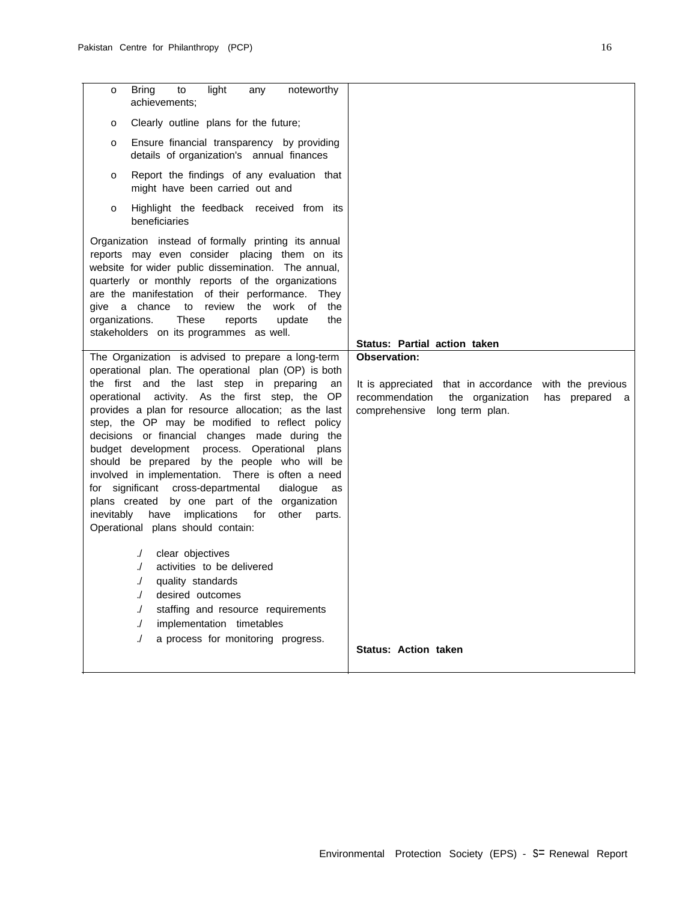| | |
|---|---|
| o Bring to light any noteworthy achievements;<br>o Clearly outline plans for the future;<br>o Ensure financial transparency by providing details of organization's annual finances<br>o Report the findings of any evaluation that might have been carried out and<br>o Highlight the feedback received from its beneficiaries<br><br>Organization instead of formally printing its annual reports may even consider placing them on its website for wider public dissemination. The annual, quarterly or monthly reports of the organizations are the manifestation of their performance. They give a chance to review the work of the organizations. These reports update the stakeholders on its programmes as well. | **Status: Partial action taken** |
| The Organization is advised to prepare a long-term operational plan. The operational plan (OP) is both the first and the last step in preparing an operational activity. As the first step, the OP provides a plan for resource allocation; as the last step, the OP may be modified to reflect policy decisions or financial changes made during the budget development process. Operational plans should be prepared by the people who will be involved in implementation. There is often a need for significant cross-departmental dialogue as plans created by one part of the organization inevitably have implications for other parts. Operational plans should contain:<br><br>./ clear objectives<br>./ activities to be delivered<br>./ quality standards<br>./ desired outcomes<br>./ staffing and resource requirements<br>./ implementation timetables<br>./ a process for monitoring progress. | **Observation:**<br><br>It is appreciated that in accordance with the previous recommendation the organization has prepared a comprehensive long term plan.<br><br>**Status: Action taken** |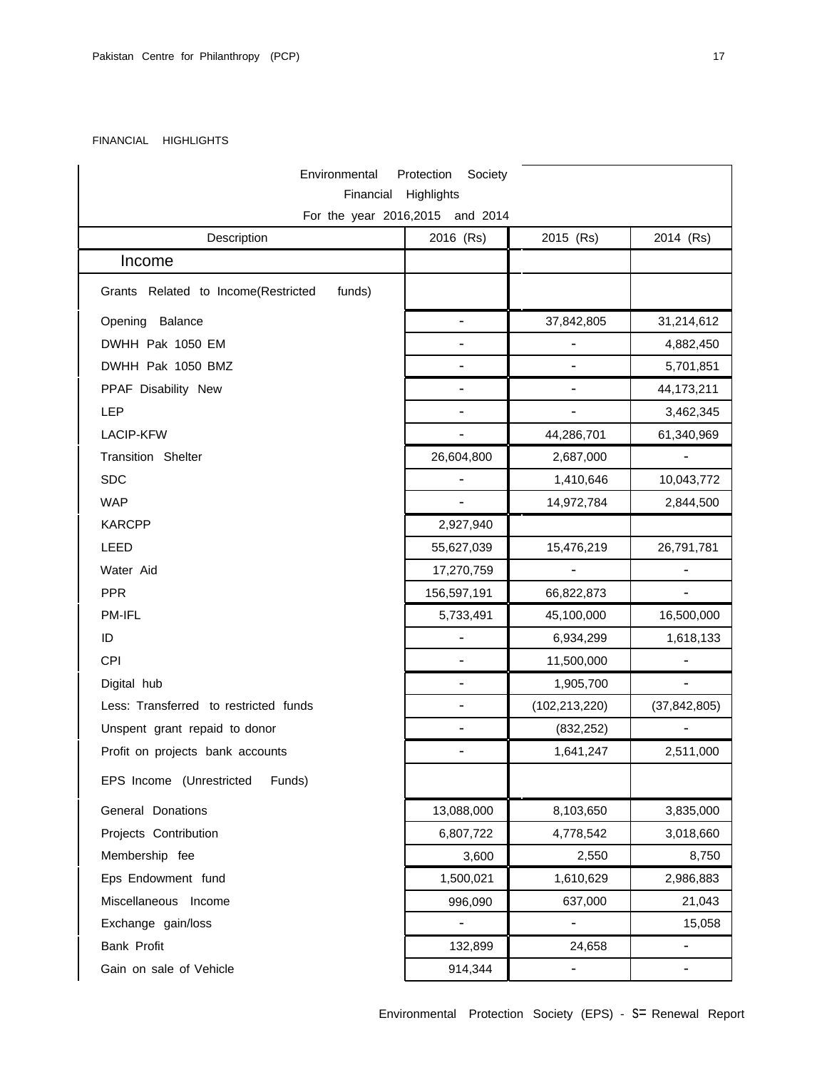FINANCIAL HIGHLIGHTS

| Environmental Protection Society<br>Financial Highlights<br>For the year 2016,2015 and 2014 | | | |
|---|---|---|---|
| Description | 2016 (Rs) | 2015 (Rs) | 2014 (Rs) |
| **Income** | | | |
| Grants Related to Income(Restricted funds) | | | |
| Opening Balance | - | 37,842,805 | 31,214,612 |
| DWHH Pak 1050 EM | - | - | 4,882,450 |
| DWHH Pak 1050 BMZ | - | - | 5,701,851 |
| PPAF Disability New | - | - | 44,173,211 |
| LEP | - | - | 3,462,345 |
| LACIP-KFW | - | 44,286,701 | 61,340,969 |
| Transition Shelter | 26,604,800 | 2,687,000 | - |
| SDC | - | 1,410,646 | 10,043,772 |
| WAP | - | 14,972,784 | 2,844,500 |
| KARCPP | 2,927,940 | | |
| LEED | 55,627,039 | 15,476,219 | 26,791,781 |
| Water Aid | 17,270,759 | - | - |
| PPR | 156,597,191 | 66,822,873 | - |
| PM-IFL | 5,733,491 | 45,100,000 | 16,500,000 |
| ID | - | 6,934,299 | 1,618,133 |
| CPI | - | 11,500,000 | - |
| Digital hub | - | 1,905,700 | - |
| Less: Transferred to restricted funds | - | (102,213,220) | (37,842,805) |
| Unspent grant repaid to donor | - | (832,252) | - |
| Profit on projects bank accounts | - | 1,641,247 | 2,511,000 |
| EPS Income (Unrestricted Funds) | | | |
| General Donations | 13,088,000 | 8,103,650 | 3,835,000 |
| Projects Contribution | 6,807,722 | 4,778,542 | 3,018,660 |
| Membership fee | 3,600 | 2,550 | 8,750 |
| Eps Endowment fund | 1,500,021 | 1,610,629 | 2,986,883 |
| Miscellaneous Income | 996,090 | 637,000 | 21,043 |
| Exchange gain/loss | - | - | 15,058 |
| Bank Profit | 132,899 | 24,658 | - |
| Gain on sale of Vehicle | 914,344 | - | - |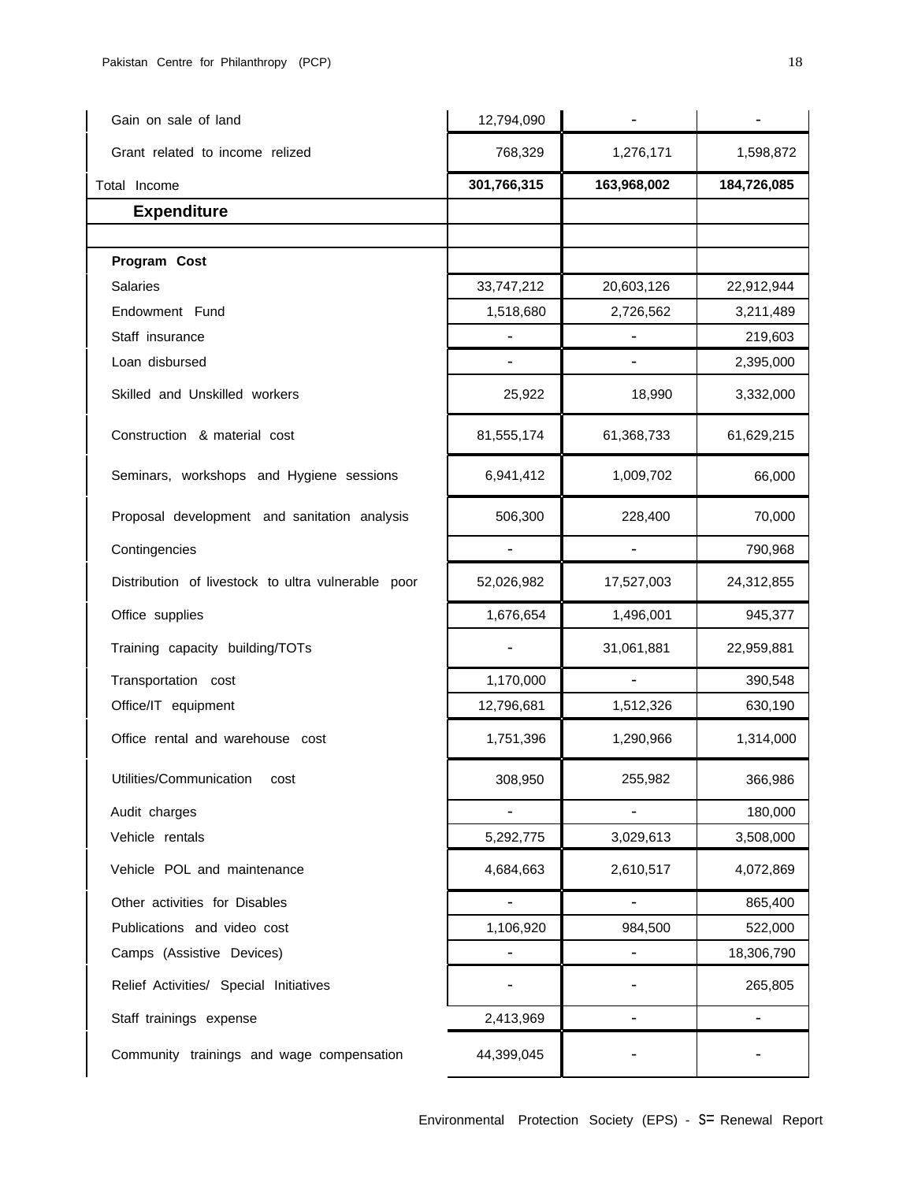| | | | |
|---|---|---|---|
| Gain on sale of land | 12,794,090 | - | - |
| Grant related to income relized | 768,329 | 1,276,171 | 1,598,872 |
| Total Income | **301,766,315** | **163,968,002** | **184,726,085** |
| **Expenditure** | | | |
| | | | |
| **Program Cost** | | | |
| Salaries | 33,747,212 | 20,603,126 | 22,912,944 |
| Endowment Fund | 1,518,680 | 2,726,562 | 3,211,489 |
| Staff insurance | - | - | 219,603 |
| Loan disbursed | - | - | 2,395,000 |
| Skilled and Unskilled workers | 25,922 | 18,990 | 3,332,000 |
| Construction & material cost | 81,555,174 | 61,368,733 | 61,629,215 |
| Seminars, workshops and Hygiene sessions | 6,941,412 | 1,009,702 | 66,000 |
| Proposal development and sanitation analysis | 506,300 | 228,400 | 70,000 |
| Contingencies | - | - | 790,968 |
| Distribution of livestock to ultra vulnerable poor | 52,026,982 | 17,527,003 | 24,312,855 |
| Office supplies | 1,676,654 | 1,496,001 | 945,377 |
| Training capacity building/TOTs | - | 31,061,881 | 22,959,881 |
| Transportation cost | 1,170,000 | - | 390,548 |
| Office/IT equipment | 12,796,681 | 1,512,326 | 630,190 |
| Office rental and warehouse cost | 1,751,396 | 1,290,966 | 1,314,000 |
| Utilities/Communication cost | 308,950 | 255,982 | 366,986 |
| Audit charges | - | - | 180,000 |
| Vehicle rentals | 5,292,775 | 3,029,613 | 3,508,000 |
| Vehicle POL and maintenance | 4,684,663 | 2,610,517 | 4,072,869 |
| Other activities for Disables | - | - | 865,400 |
| Publications and video cost | 1,106,920 | 984,500 | 522,000 |
| Camps (Assistive Devices) | - | - | 18,306,790 |
| Relief Activities/ Special Initiatives | - | - | 265,805 |
| Staff trainings expense | 2,413,969 | - | - |
| Community trainings and wage compensation | 44,399,045 | - | - |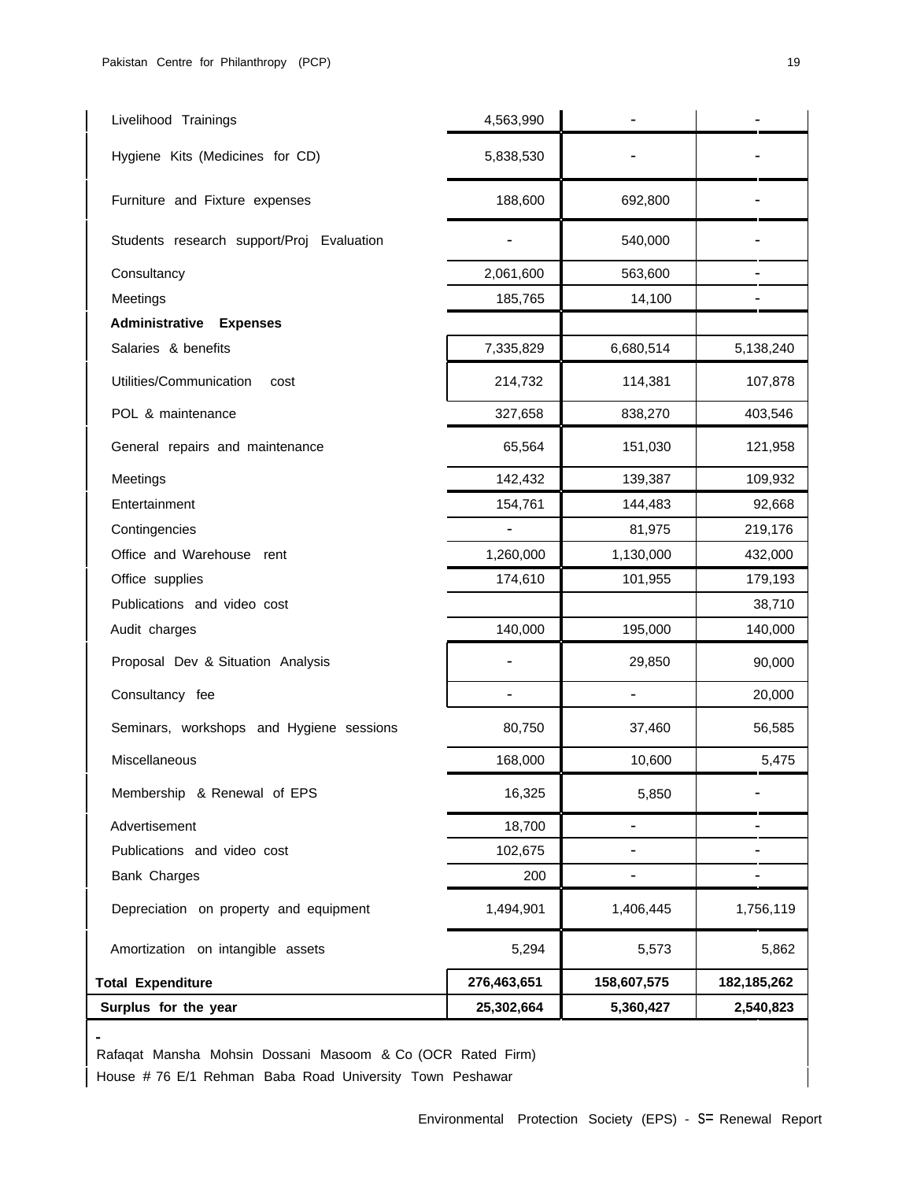| | | | |
|---|---|---|---|
| Livelihood Trainings | 4,563,990 | - | - |
| Hygiene Kits (Medicines for CD) | 5,838,530 | - | - |
| Furniture and Fixture expenses | 188,600 | 692,800 | - |
| Students research support/Proj Evaluation | - | 540,000 | - |
| Consultancy | 2,061,600 | 563,600 | - |
| Meetings | 185,765 | 14,100 | - |
| **Administrative Expenses** | | | |
| Salaries & benefits | 7,335,829 | 6,680,514 | 5,138,240 |
| Utilities/Communication cost | 214,732 | 114,381 | 107,878 |
| POL & maintenance | 327,658 | 838,270 | 403,546 |
| General repairs and maintenance | 65,564 | 151,030 | 121,958 |
| Meetings | 142,432 | 139,387 | 109,932 |
| Entertainment | 154,761 | 144,483 | 92,668 |
| Contingencies | - | 81,975 | 219,176 |
| Office and Warehouse rent | 1,260,000 | 1,130,000 | 432,000 |
| Office supplies | 174,610 | 101,955 | 179,193 |
| Publications and video cost | | | 38,710 |
| Audit charges | 140,000 | 195,000 | 140,000 |
| Proposal Dev & Situation Analysis | - | 29,850 | 90,000 |
| Consultancy fee | - | - | 20,000 |
| Seminars, workshops and Hygiene sessions | 80,750 | 37,460 | 56,585 |
| Miscellaneous | 168,000 | 10,600 | 5,475 |
| Membership & Renewal of EPS | 16,325 | 5,850 | - |
| Advertisement | 18,700 | - | - |
| Publications and video cost | 102,675 | - | - |
| Bank Charges | 200 | - | - |
| Depreciation on property and equipment | 1,494,901 | 1,406,445 | 1,756,119 |
| Amortization on intangible assets | 5,294 | 5,573 | 5,862 |
| **Total Expenditure** | **276,463,651** | **158,607,575** | **182,185,262** |
| **Surplus for the year** | **25,302,664** | **5,360,427** | **2,540,823** |

Rafaqat Mansha Mohsin Dossani Masoom & Co (OCR Rated Firm)
House # 76 E/1 Rehman Baba Road University Town Peshawar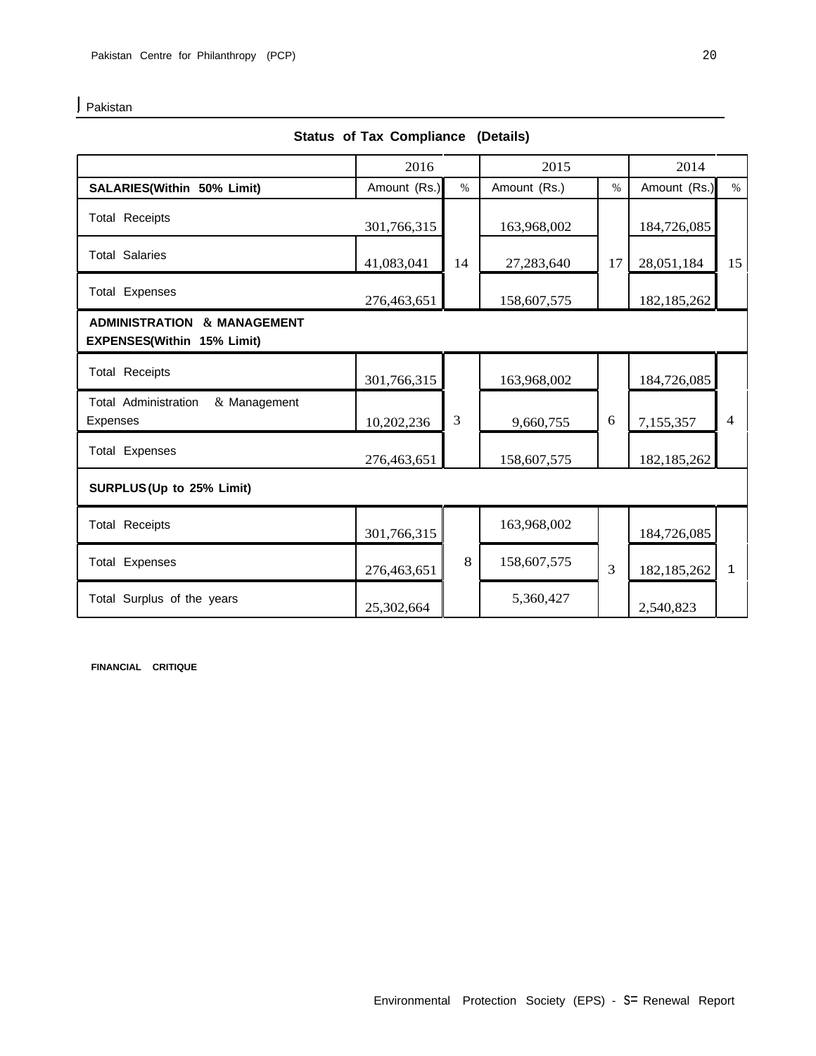Pakistan

## Status of Tax Compliance (Details)

| | 2016 | | 2015 | | 2014 | |
|---|---|---|---|---|---|---|
| **SALARIES(Within 50% Limit)** | Amount (Rs.) | % | Amount (Rs.) | % | Amount (Rs.) | % |
| Total Receipts | 301,766,315 | | 163,968,002 | | 184,726,085 | |
| Total Salaries | 41,083,041 | 14 | 27,283,640 | 17 | 28,051,184 | 15 |
| Total Expenses | 276,463,651 | | 158,607,575 | | 182,185,262 | |
| **ADMINISTRATION & MANAGEMENT EXPENSES(Within 15% Limit)** | | | | | | |
| Total Receipts | 301,766,315 | | 163,968,002 | | 184,726,085 | |
| Total Administration & Management Expenses | 10,202,236 | 3 | 9,660,755 | 6 | 7,155,357 | 4 |
| Total Expenses | 276,463,651 | | 158,607,575 | | 182,185,262 | |
| **SURPLUS (Up to 25% Limit)** | | | | | | |
| Total Receipts | 301,766,315 | | 163,968,002 | | 184,726,085 | |
| Total Expenses | 276,463,651 | 8 | 158,607,575 | 3 | 182,185,262 | 1 |
| Total Surplus of the years | 25,302,664 | | 5,360,427 | | 2,540,823 | |

**FINANCIAL CRITIQUE**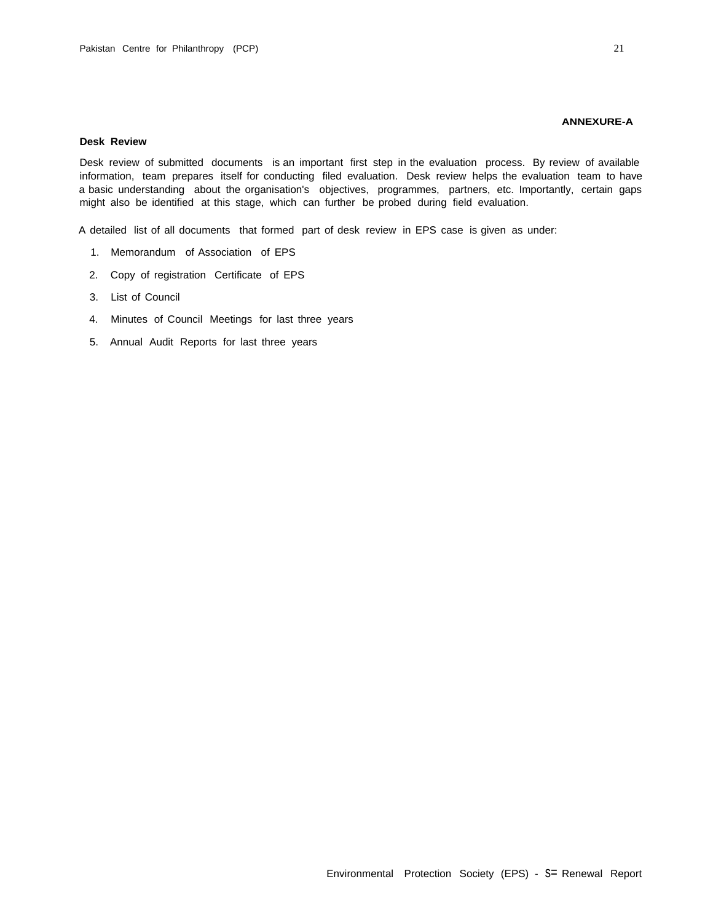**ANNEXURE-A**

**Desk Review**

Desk review of submitted documents is an important first step in the evaluation process. By review of available information, team prepares itself for conducting filed evaluation. Desk review helps the evaluation team to have a basic understanding about the organisation's objectives, programmes, partners, etc. Importantly, certain gaps might also be identified at this stage, which can further be probed during field evaluation.

A detailed list of all documents that formed part of desk review in EPS case is given as under:

1. Memorandum of Association of EPS
2. Copy of registration Certificate of EPS
3. List of Council
4. Minutes of Council Meetings for last three years
5. Annual Audit Reports for last three years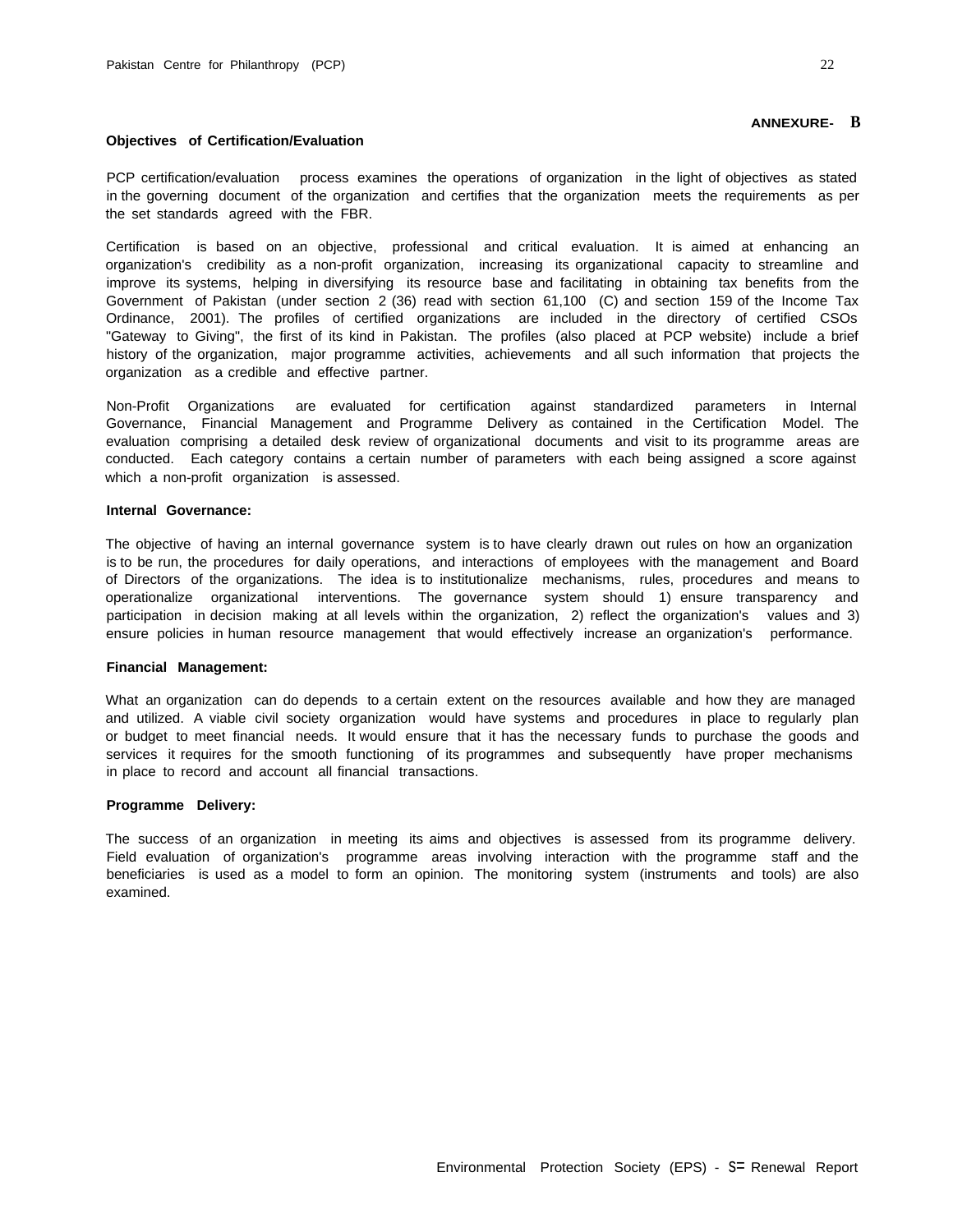**ANNEXURE- B**

**Objectives of Certification/Evaluation**

PCP certification/evaluation process examines the operations of organization in the light of objectives as stated in the governing document of the organization and certifies that the organization meets the requirements as per the set standards agreed with the FBR.

Certification is based on an objective, professional and critical evaluation. It is aimed at enhancing an organization's credibility as a non-profit organization, increasing its organizational capacity to streamline and improve its systems, helping in diversifying its resource base and facilitating in obtaining tax benefits from the Government of Pakistan (under section 2 (36) read with section 61,100 (C) and section 159 of the Income Tax Ordinance, 2001). The profiles of certified organizations are included in the directory of certified CSOs "Gateway to Giving", the first of its kind in Pakistan. The profiles (also placed at PCP website) include a brief history of the organization, major programme activities, achievements and all such information that projects the organization as a credible and effective partner.

Non-Profit Organizations are evaluated for certification against standardized parameters in Internal Governance, Financial Management and Programme Delivery as contained in the Certification Model. The evaluation comprising a detailed desk review of organizational documents and visit to its programme areas are conducted. Each category contains a certain number of parameters with each being assigned a score against which a non-profit organization is assessed.

**Internal Governance:**

The objective of having an internal governance system is to have clearly drawn out rules on how an organization is to be run, the procedures for daily operations, and interactions of employees with the management and Board of Directors of the organizations. The idea is to institutionalize mechanisms, rules, procedures and means to operationalize organizational interventions. The governance system should 1) ensure transparency and participation in decision making at all levels within the organization, 2) reflect the organization's values and 3) ensure policies in human resource management that would effectively increase an organization's performance.

**Financial Management:**

What an organization can do depends to a certain extent on the resources available and how they are managed and utilized. A viable civil society organization would have systems and procedures in place to regularly plan or budget to meet financial needs. It would ensure that it has the necessary funds to purchase the goods and services it requires for the smooth functioning of its programmes and subsequently have proper mechanisms in place to record and account all financial transactions.

**Programme Delivery:**

The success of an organization in meeting its aims and objectives is assessed from its programme delivery. Field evaluation of organization's programme areas involving interaction with the programme staff and the beneficiaries is used as a model to form an opinion. The monitoring system (instruments and tools) are also examined.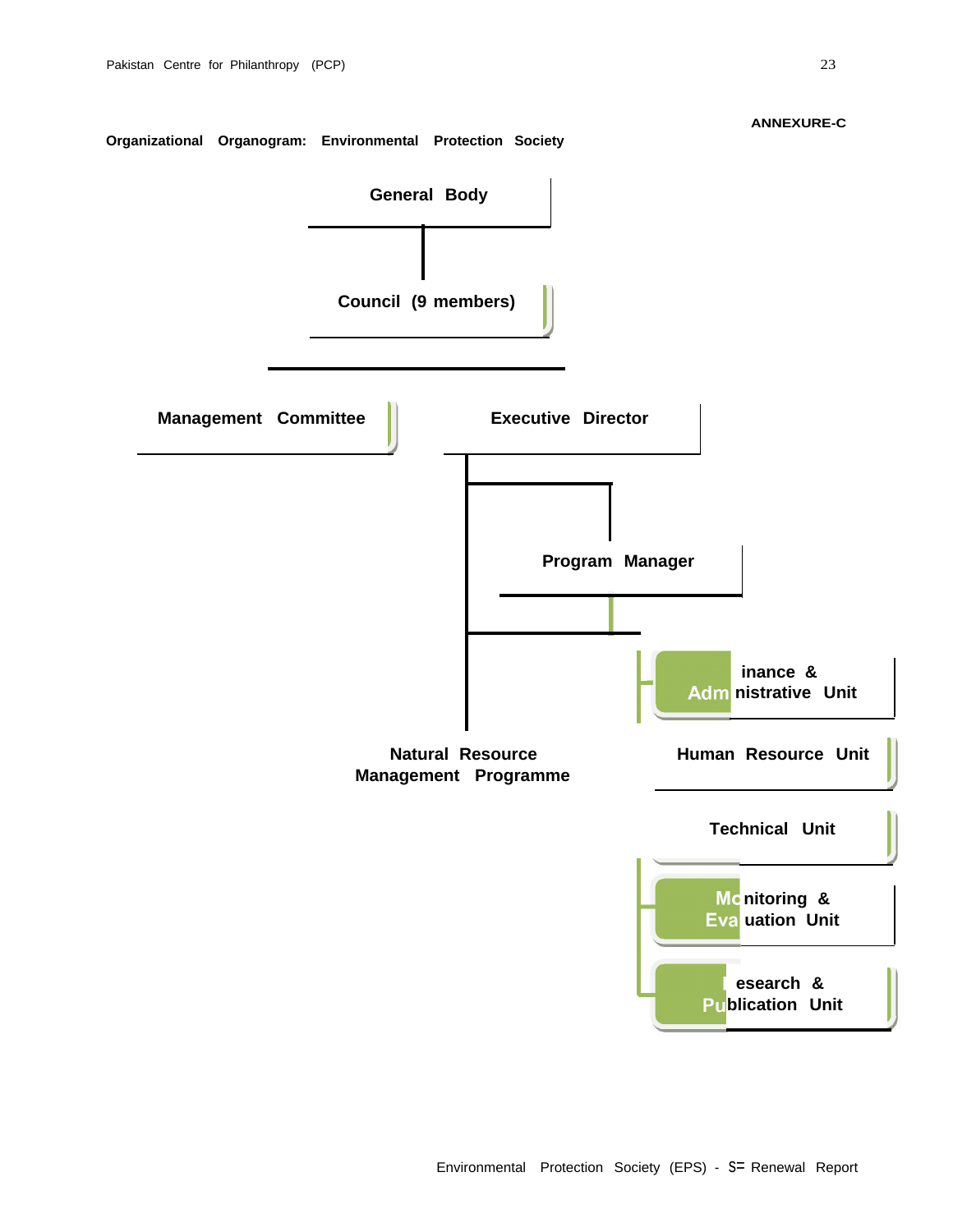**ANNEXURE-C**

**Organizational Organogram: Environmental Protection Society**

**General Body**

**Council (9 members)**

**Management Committee**

**Executive Director**

**Program Manager**

**Finance & Administrative Unit**

**Natural Resource Management Programme**

**Human Resource Unit**

**Technical Unit**

**Monitoring & Evaluation Unit**

**Research & Publication Unit**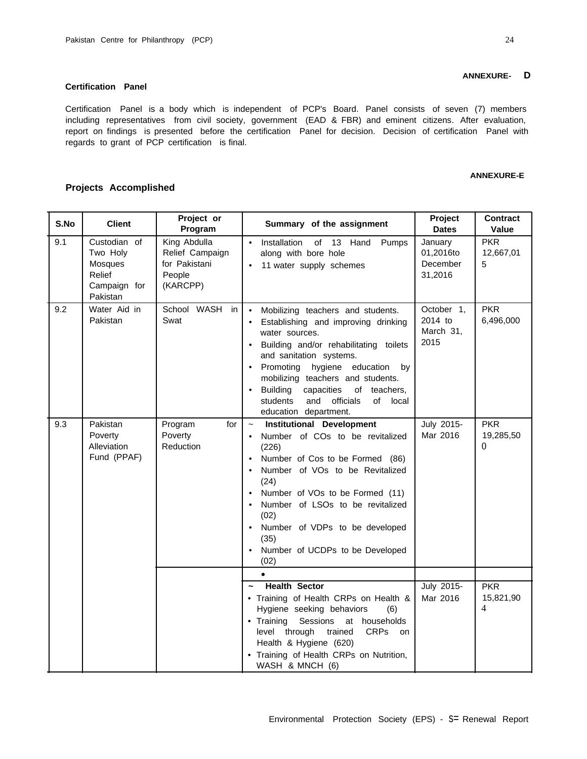**ANNEXURE- D**

**Certification Panel**

Certification Panel is a body which is independent of PCP's Board. Panel consists of seven (7) members including representatives from civil society, government (EAD & FBR) and eminent citizens. After evaluation, report on findings is presented before the certification Panel for decision. Decision of certification Panel with regards to grant of PCP certification is final.

**ANNEXURE-E**

**Projects Accomplished**

| S.No | Client | Project or Program | Summary of the assignment | Project Dates | Contract Value |
|---|---|---|---|---|---|
| 9.1 | Custodian of Two Holy Mosques Relief Campaign for Pakistan | King Abdulla Relief Campaign for Pakistani People (KARCPP) | • Installation of 13 Hand Pumps along with bore hole<br>• 11 water supply schemes | January 01,2016to December 31,2016 | PKR 12,667,015 |
| 9.2 | Water Aid in Pakistan | School WASH in Swat | • Mobilizing teachers and students.<br>• Establishing and improving drinking water sources.<br>• Building and/or rehabilitating toilets and sanitation systems.<br>• Promoting hygiene education by mobilizing teachers and students.<br>• Building capacities of teachers, students and officials of local education department. | October 1, 2014 to March 31, 2015 | PKR 6,496,000 |
| 9.3 | Pakistan Poverty Alleviation Fund (PPAF) | Program for Poverty Reduction | ~ **Institutional Development**<br>• Number of COs to be revitalized (226)<br>• Number of Cos to be Formed (86)<br>• Number of VOs to be Revitalized (24)<br>• Number of VOs to be Formed (11)<br>• Number of LSOs to be revitalized (02)<br>• Number of VDPs to be developed (35)<br>• Number of UCDPs to be Developed (02) | July 2015-Mar 2016 | PKR 19,285,500 |
| | | | • | | |
| | | | ~ **Health Sector**<br>• Training of Health CRPs on Health & Hygiene seeking behaviors (6)<br>• Training Sessions at households level through trained CRPs on Health & Hygiene (620)<br>• Training of Health CRPs on Nutrition, WASH & MNCH (6) | July 2015-Mar 2016 | PKR 15,821,904 |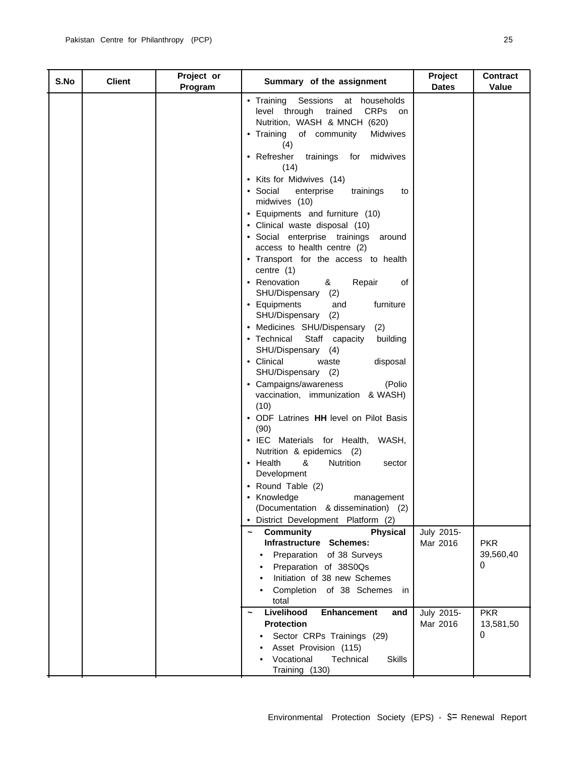| S.No | Client | Project or Program | Summary of the assignment | Project Dates | Contract Value |
|---|---|---|---|---|---|
| | | | • Training Sessions at households level through trained CRPs on Nutrition, WASH & MNCH (620)<br>• Training of community Midwives (4)<br>• Refresher trainings for midwives (14)<br>• Kits for Midwives (14)<br>• Social enterprise trainings to midwives (10)<br>• Equipments and furniture (10)<br>• Clinical waste disposal (10)<br>• Social enterprise trainings around access to health centre (2)<br>• Transport for the access to health centre (1)<br>• Renovation & Repair of SHU/Dispensary (2)<br>• Equipments and furniture SHU/Dispensary (2)<br>• Medicines SHU/Dispensary (2)<br>• Technical Staff capacity building SHU/Dispensary (4)<br>• Clinical waste disposal SHU/Dispensary (2)<br>• Campaigns/awareness (Polio vaccination, immunization & WASH) (10)<br>• ODF Latrines **HH** level on Pilot Basis (90)<br>• IEC Materials for Health, WASH, Nutrition & epidemics (2)<br>• Health & Nutrition sector Development<br>• Round Table (2)<br>• Knowledge management (Documentation & dissemination) (2)<br>• District Development Platform (2) | | |
| | | | ~ **Community Physical Infrastructure Schemes:**<br>• Preparation of 38 Surveys<br>• Preparation of 38S0Qs<br>• Initiation of 38 new Schemes<br>• Completion of 38 Schemes in total | July 2015- Mar 2016 | PKR 39,560,400 |
| | | | ~ **Livelihood Enhancement and Protection**<br>• Sector CRPs Trainings (29)<br>• Asset Provision (115)<br>• Vocational Technical Skills Training (130) | July 2015- Mar 2016 | PKR 13,581,500 |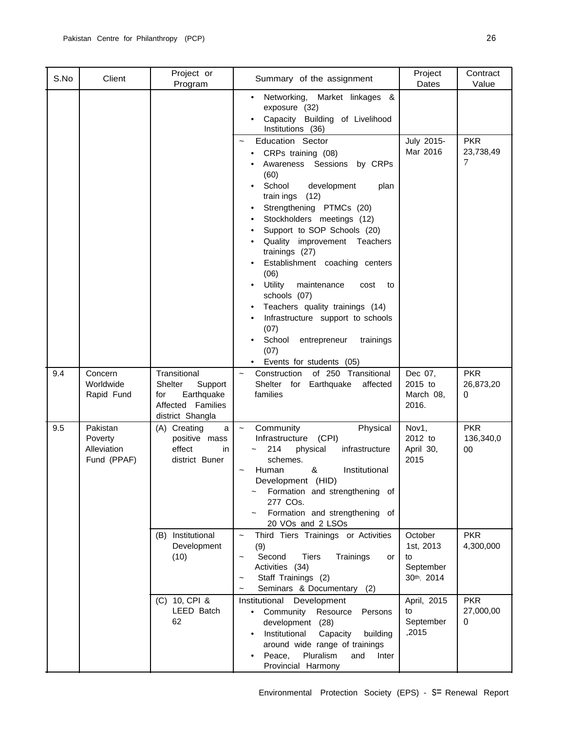| S.No | Client | Project or Program | Summary of the assignment | Project Dates | Contract Value |
|---|---|---|---|---|---|
| | | | • Networking, Market linkages & exposure (32)<br>• Capacity Building of Livelihood Institutions (36) | | |
| | | | ~ Education Sector<br>• CRPs training (08)<br>• Awareness Sessions by CRPs (60)<br>• School development plan train ings (12)<br>• Strengthening PTMCs (20)<br>• Stockholders meetings (12)<br>• Support to SOP Schools (20)<br>• Quality improvement Teachers trainings (27)<br>• Establishment coaching centers (06)<br>• Utility maintenance cost to schools (07)<br>• Teachers quality trainings (14)<br>• Infrastructure support to schools (07)<br>• School entrepreneur trainings (07)<br>• Events for students (05) | July 2015-Mar 2016 | PKR 23,738,497 |
| 9.4 | Concern Worldwide Rapid Fund | Transitional Shelter Support for Earthquake Affected Families district Shangla | ~ Construction of 250 Transitional Shelter for Earthquake affected families | Dec 07, 2015 to March 08, 2016. | PKR 26,873,200 |
| 9.5 | Pakistan Poverty Alleviation Fund (PPAF) | (A) Creating a positive mass effect in district Buner | ~ Community Physical Infrastructure (CPI)<br>~ 214 physical infrastructure schemes.<br>~ Human & Institutional Development (HID)<br>~ Formation and strengthening of 277 COs.<br>~ Formation and strengthening of 20 VOs and 2 LSOs | Nov1, 2012 to April 30, 2015 | PKR 136,340,000 |
| | | (B) Institutional Development (10) | ~ Third Tiers Trainings or Activities (9)<br>~ Second Tiers Trainings or Activities (34)<br>~ Staff Trainings (2)<br>~ Seminars & Documentary (2) | October 1st, 2013 to September 30th, 2014 | PKR 4,300,000 |
| | | (C) 10, CPI & LEED Batch 62 | Institutional Development<br>• Community Resource Persons development (28)<br>• Institutional Capacity building around wide range of trainings<br>• Peace, Pluralism and Inter Provincial Harmony | April, 2015 to September ,2015 | PKR 27,000,000 |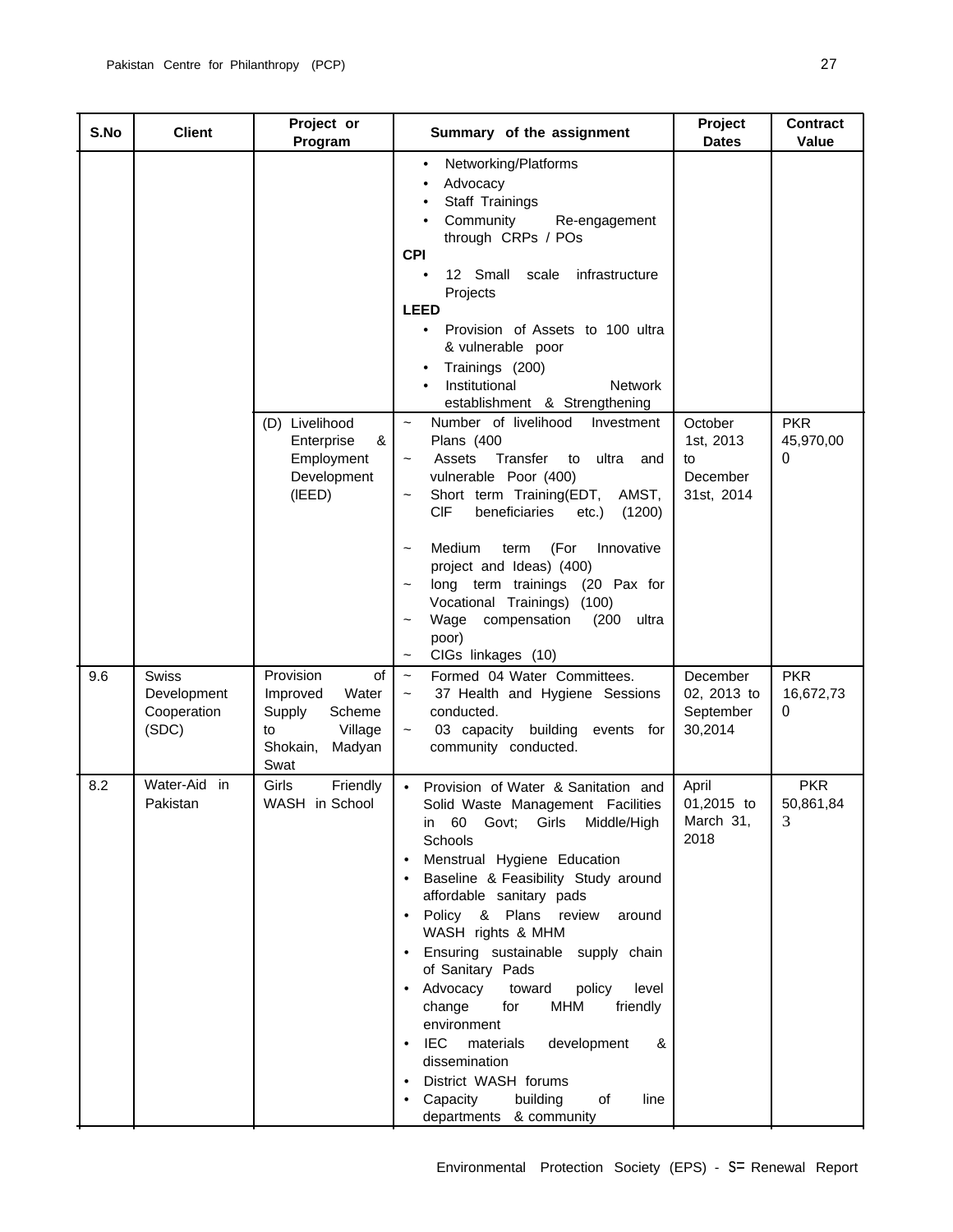| S.No | Client | Project or Program | Summary of the assignment | Project Dates | Contract Value |
|---|---|---|---|---|---|
| | | | • Networking/Platforms<br>• Advocacy<br>• Staff Trainings<br>• Community Re-engagement through CRPs / POs<br>**CPI**<br>• 12 Small scale infrastructure Projects<br>**LEED**<br>• Provision of Assets to 100 ultra & vulnerable poor<br>• Trainings (200)<br>• Institutional Network establishment & Strengthening | | |
| | | (D) Livelihood Enterprise & Employment Development (IEED) | ~ Number of livelihood Investment Plans (400<br>~ Assets Transfer to ultra and vulnerable Poor (400)<br>~ Short term Training(EDT, AMST, CIF beneficiaries etc.) (1200)<br>~ Medium term (For Innovative project and Ideas) (400)<br>~ long term trainings (20 Pax for Vocational Trainings) (100)<br>~ Wage compensation (200 ultra poor)<br>~ CIGs linkages (10) | October 1st, 2013 to December 31st, 2014 | PKR 45,970,000 |
| 9.6 | Swiss Development Cooperation (SDC) | Provision of Improved Water Supply Scheme to Village Shokain, Madyan Swat | ~ Formed 04 Water Committees.<br>~ 37 Health and Hygiene Sessions conducted.<br>~ 03 capacity building events for community conducted. | December 02, 2013 to September 30,2014 | PKR 16,672,730 |
| 8.2 | Water-Aid in Pakistan | Girls Friendly WASH in School | • Provision of Water & Sanitation and Solid Waste Management Facilities in 60 Govt; Girls Middle/High Schools<br>• Menstrual Hygiene Education<br>• Baseline & Feasibility Study around affordable sanitary pads<br>• Policy & Plans review around WASH rights & MHM<br>• Ensuring sustainable supply chain of Sanitary Pads<br>• Advocacy toward policy level change for MHM friendly environment<br>• IEC materials development & dissemination<br>• District WASH forums<br>• Capacity building of line departments & community | April 01,2015 to March 31, 2018 | PKR 50,861,843 |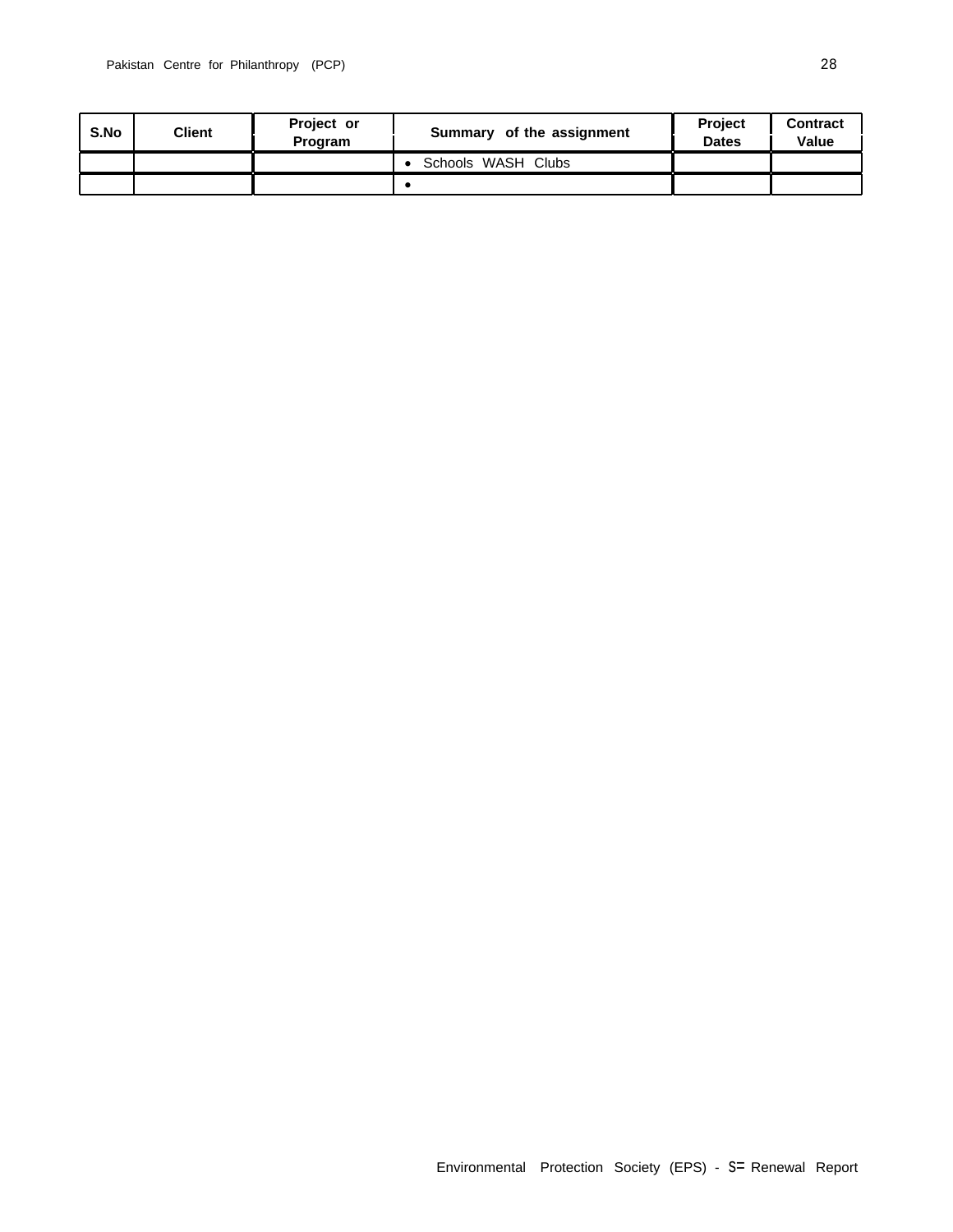| S.No | Client | Project or Program | Summary of the assignment | Project Dates | Contract Value |
|---|---|---|---|---|---|
| | | | • Schools WASH Clubs | | |
| | | | • | | |